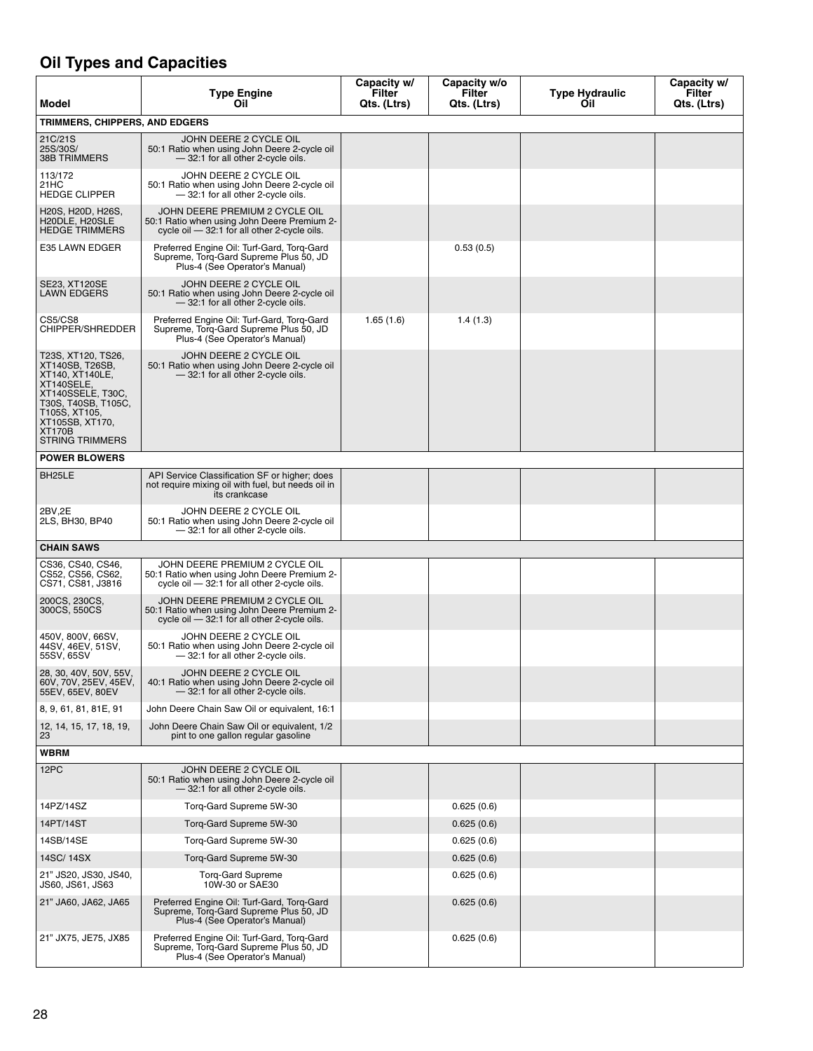## Oil Types and Capacities

| Model | Type Engine Oil | Capacity w/ Filter Qts. (Ltrs) | Capacity w/o Filter Qts. (Ltrs) | Type Hydraulic Oil | Capacity w/ Filter Qts. (Ltrs) |
|---|---|---|---|---|---|
| **TRIMMERS, CHIPPERS, AND EDGERS** | | | | | |
| 21C/21S 25S/30S/ 38B TRIMMERS | JOHN DEERE 2 CYCLE OIL 50:1 Ratio when using John Deere 2-cycle oil — 32:1 for all other 2-cycle oils. | | | | |
| 113/172 21HC HEDGE CLIPPER | JOHN DEERE 2 CYCLE OIL 50:1 Ratio when using John Deere 2-cycle oil — 32:1 for all other 2-cycle oils. | | | | |
| H20S, H20D, H26S, H20DLE, H20SLE HEDGE TRIMMERS | JOHN DEERE PREMIUM 2 CYCLE OIL 50:1 Ratio when using John Deere Premium 2-cycle oil — 32:1 for all other 2-cycle oils. | | | | |
| E35 LAWN EDGER | Preferred Engine Oil: Turf-Gard, Torq-Gard Supreme, Torq-Gard Supreme Plus 50, JD Plus-4 (See Operator's Manual) | | 0.53 (0.5) | | |
| SE23, XT120SE LAWN EDGERS | JOHN DEERE 2 CYCLE OIL 50:1 Ratio when using John Deere 2-cycle oil — 32:1 for all other 2-cycle oils. | | | | |
| CS5/CS8 CHIPPER/SHREDDER | Preferred Engine Oil: Turf-Gard, Torq-Gard Supreme, Torq-Gard Supreme Plus 50, JD Plus-4 (See Operator's Manual) | 1.65 (1.6) | 1.4 (1.3) | | |
| T23S, XT120, TS26, XT140SB, T26SB, XT140, XT140LE, XT140SELE, XT140SSELE, T30C, T30S, T40SB, T105C, T105S, XT105, XT105SB, XT170, XT170B STRING TRIMMERS | JOHN DEERE 2 CYCLE OIL 50:1 Ratio when using John Deere 2-cycle oil — 32:1 for all other 2-cycle oils. | | | | |
| **POWER BLOWERS** | | | | | |
| BH25LE_ | API Service Classification SF or higher; does not require mixing oil with fuel, but needs oil in its crankcase | | | | |
| 2BV,2E 2LS, BH30, BP40 | JOHN DEERE 2 CYCLE OIL 50:1 Ratio when using John Deere 2-cycle oil — 32:1 for all other 2-cycle oils. | | | | |
| **CHAIN SAWS** | | | | | |
| CS36, CS40, CS46, CS52, CS56, CS62, CS71, CS81, J3816 | JOHN DEERE PREMIUM 2 CYCLE OIL 50:1 Ratio when using John Deere Premium 2-cycle oil — 32:1 for all other 2-cycle oils. | | | | |
| 200CS, 230CS, 300CS, 550CS | JOHN DEERE PREMIUM 2 CYCLE OIL 50:1 Ratio when using John Deere Premium 2-cycle oil — 32:1 for all other 2-cycle oils. | | | | |
| 450V, 800V, 66SV, 44SV, 46EV, 51SV, 55SV, 65SV | JOHN DEERE 2 CYCLE OIL 50:1 Ratio when using John Deere 2-cycle oil — 32:1 for all other 2-cycle oils. | | | | |
| 28, 30, 40V, 50V, 55V, 60V, 70V, 25EV, 45EV, 55EV, 65EV, 80EV | JOHN DEERE 2 CYCLE OIL 40:1 Ratio when using John Deere 2-cycle oil — 32:1 for all other 2-cycle oils. | | | | |
| 8, 9, 61, 81, 81E, 91 | John Deere Chain Saw Oil or equivalent, 16:1 | | | | |
| 12, 14, 15, 17, 18, 19, 23 | John Deere Chain Saw Oil or equivalent, 1/2 pint to one gallon regular gasoline | | | | |
| **WBRM** | | | | | |
| 12PC | JOHN DEERE 2 CYCLE OIL 50:1 Ratio when using John Deere 2-cycle oil — 32:1 for all other 2-cycle oils. | | | | |
| 14PZ/14SZ | Torq-Gard Supreme 5W-30 | | 0.625 (0.6) | | |
| 14PT/14ST | Torq-Gard Supreme 5W-30 | | 0.625 (0.6) | | |
| 14SB/14SE | Torq-Gard Supreme 5W-30 | | 0.625 (0.6) | | |
| 14SC/ 14SX | Torq-Gard Supreme 5W-30 | | 0.625 (0.6) | | |
| 21" JS20, JS30, JS40, JS60, JS61, JS63 | Torq-Gard Supreme 10W-30 or SAE30 | | 0.625 (0.6) | | |
| 21" JA60, JA62, JA65 | Preferred Engine Oil: Turf-Gard, Torq-Gard Supreme, Torq-Gard Supreme Plus 50, JD Plus-4 (See Operator's Manual) | | 0.625 (0.6) | | |
| 21" JX75, JE75, JX85 | Preferred Engine Oil: Turf-Gard, Torq-Gard Supreme, Torq-Gard Supreme Plus 50, JD Plus-4 (See Operator's Manual) | | 0.625 (0.6) | | |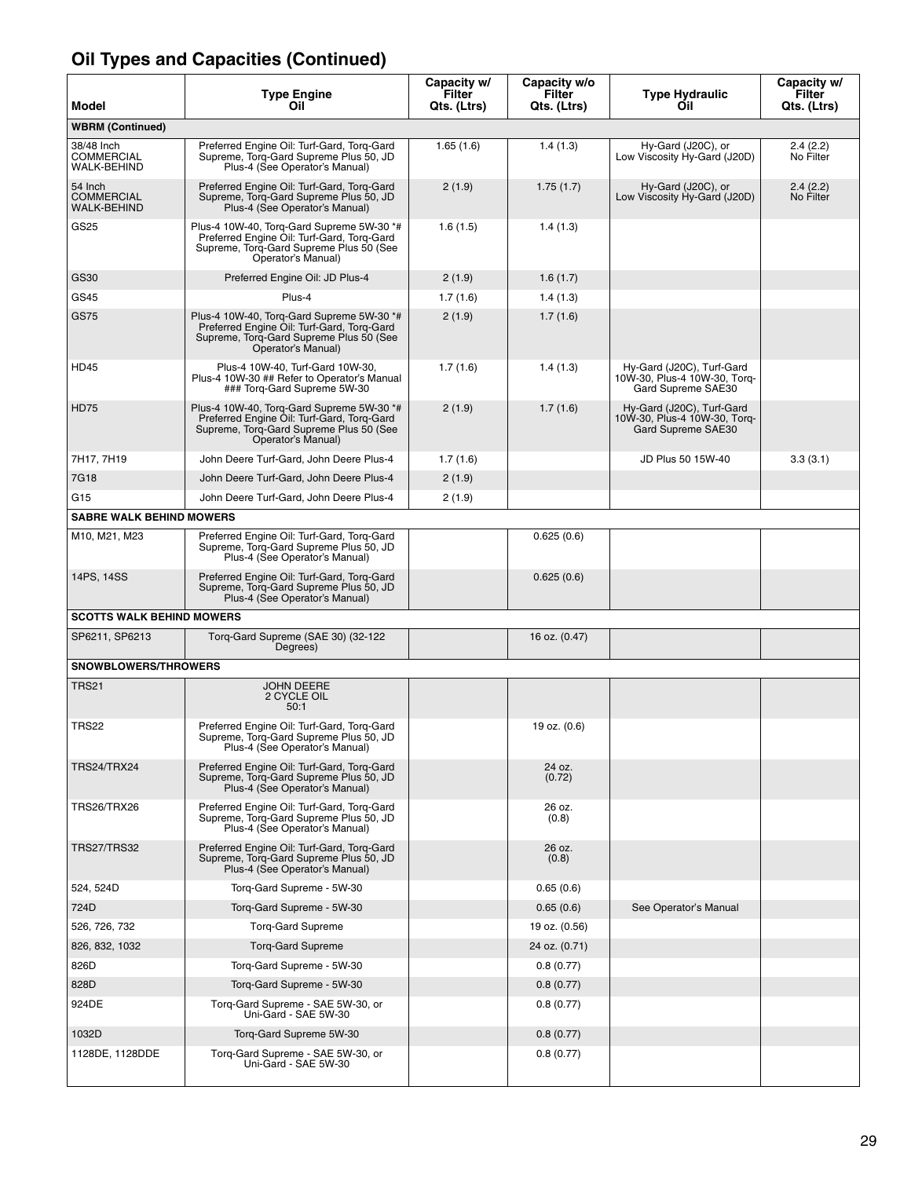## Oil Types and Capacities (Continued)

| Model | Type Engine Oil | Capacity w/ Filter Qts. (Ltrs) | Capacity w/o Filter Qts. (Ltrs) | Type Hydraulic Oil | Capacity w/ Filter Qts. (Ltrs) |
|---|---|---|---|---|---|
| **WBRM (Continued)** | | | | | |
| 38/48 Inch COMMERCIAL WALK-BEHIND | Preferred Engine Oil: Turf-Gard, Torq-Gard Supreme, Torq-Gard Supreme Plus 50, JD Plus-4 (See Operator's Manual) | 1.65 (1.6) | 1.4 (1.3) | Hy-Gard (J20C), or Low Viscosity Hy-Gard (J20D) | 2.4 (2.2) No Filter |
| 54 Inch COMMERCIAL WALK-BEHIND | Preferred Engine Oil: Turf-Gard, Torq-Gard Supreme, Torq-Gard Supreme Plus 50, JD Plus-4 (See Operator's Manual) | 2 (1.9) | 1.75 (1.7) | Hy-Gard (J20C), or Low Viscosity Hy-Gard (J20D) | 2.4 (2.2) No Filter |
| GS25 | Plus-4 10W-40, Torq-Gard Supreme 5W-30 *# Preferred Engine Oil: Turf-Gard, Torq-Gard Supreme, Torq-Gard Supreme Plus 50 (See Operator's Manual) | 1.6 (1.5) | 1.4 (1.3) | | |
| GS30 | Preferred Engine Oil: JD Plus-4 | 2 (1.9) | 1.6 (1.7) | | |
| GS45 | Plus-4 | 1.7 (1.6) | 1.4 (1.3) | | |
| GS75 | Plus-4 10W-40, Torq-Gard Supreme 5W-30 *# Preferred Engine Oil: Turf-Gard, Torq-Gard Supreme, Torq-Gard Supreme Plus 50 (See Operator's Manual) | 2 (1.9) | 1.7 (1.6) | | |
| HD45 | Plus-4 10W-40, Turf-Gard 10W-30, Plus-4 10W-30 ## Refer to Operator's Manual ### Torq-Gard Supreme 5W-30 | 1.7 (1.6) | 1.4 (1.3) | Hy-Gard (J20C), Turf-Gard 10W-30, Plus-4 10W-30, Torq-Gard Supreme SAE30 | |
| HD75 | Plus-4 10W-40, Torq-Gard Supreme 5W-30 *# Preferred Engine Oil: Turf-Gard, Torq-Gard Supreme, Torq-Gard Supreme Plus 50 (See Operator's Manual) | 2 (1.9) | 1.7 (1.6) | Hy-Gard (J20C), Turf-Gard 10W-30, Plus-4 10W-30, Torq-Gard Supreme SAE30 | |
| 7H17, 7H19 | John Deere Turf-Gard, John Deere Plus-4 | 1.7 (1.6) | | JD Plus 50 15W-40 | 3.3 (3.1) |
| 7G18 | John Deere Turf-Gard, John Deere Plus-4 | 2 (1.9) | | | |
| G15 | John Deere Turf-Gard, John Deere Plus-4 | 2 (1.9) | | | |
| **SABRE WALK BEHIND MOWERS** | | | | | |
| M10, M21, M23 | Preferred Engine Oil: Turf-Gard, Torq-Gard Supreme, Torq-Gard Supreme Plus 50, JD Plus-4 (See Operator's Manual) | | 0.625 (0.6) | | |
| 14PS, 14SS | Preferred Engine Oil: Turf-Gard, Torq-Gard Supreme, Torq-Gard Supreme Plus 50, JD Plus-4 (See Operator's Manual) | | 0.625 (0.6) | | |
| **SCOTTS WALK BEHIND MOWERS** | | | | | |
| SP6211, SP6213 | Torq-Gard Supreme (SAE 30) (32-122 Degrees) | | 16 oz. (0.47) | | |
| **SNOWBLOWERS/THROWERS** | | | | | |
| TRS21 | JOHN DEERE 2 CYCLE OIL 50:1 | | | | |
| TRS22 | Preferred Engine Oil: Turf-Gard, Torq-Gard Supreme, Torq-Gard Supreme Plus 50, JD Plus-4 (See Operator's Manual) | | 19 oz. (0.6) | | |
| TRS24/TRX24 | Preferred Engine Oil: Turf-Gard, Torq-Gard Supreme, Torq-Gard Supreme Plus 50, JD Plus-4 (See Operator's Manual) | | 24 oz. (0.72) | | |
| TRS26/TRX26 | Preferred Engine Oil: Turf-Gard, Torq-Gard Supreme, Torq-Gard Supreme Plus 50, JD Plus-4 (See Operator's Manual) | | 26 oz. (0.8) | | |
| TRS27/TRS32 | Preferred Engine Oil: Turf-Gard, Torq-Gard Supreme, Torq-Gard Supreme Plus 50, JD Plus-4 (See Operator's Manual) | | 26 oz. (0.8) | | |
| 524, 524D | Torq-Gard Supreme - 5W-30 | | 0.65 (0.6) | | |
| 724D | Torq-Gard Supreme - 5W-30 | | 0.65 (0.6) | See Operator's Manual | |
| 526, 726, 732 | Torq-Gard Supreme | | 19 oz. (0.56) | | |
| 826, 832, 1032 | Torq-Gard Supreme | | 24 oz. (0.71) | | |
| 826D | Torq-Gard Supreme - 5W-30 | | 0.8 (0.77) | | |
| 828D | Torq-Gard Supreme - 5W-30 | | 0.8 (0.77) | | |
| 924DE | Torq-Gard Supreme - SAE 5W-30, or Uni-Gard - SAE 5W-30 | | 0.8 (0.77) | | |
| 1032D | Torq-Gard Supreme 5W-30 | | 0.8 (0.77) | | |
| 1128DE, 1128DDE | Torq-Gard Supreme - SAE 5W-30, or Uni-Gard - SAE 5W-30 | | 0.8 (0.77) | | |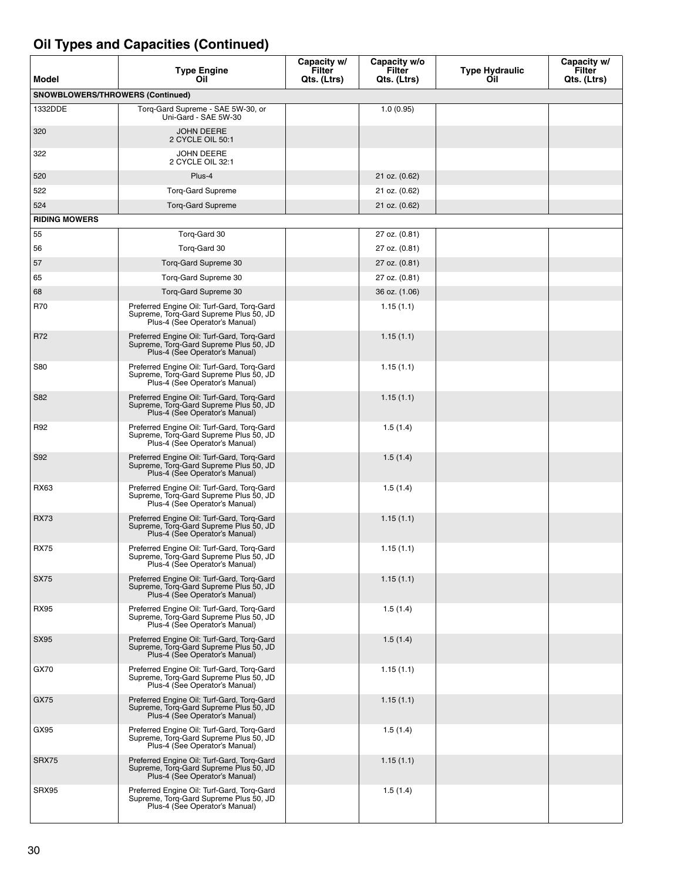## Oil Types and Capacities (Continued)

| Model | Type Engine Oil | Capacity w/ Filter Qts. (Ltrs) | Capacity w/o Filter Qts. (Ltrs) | Type Hydraulic Oil | Capacity w/ Filter Qts. (Ltrs) |
|---|---|---|---|---|---|
| **SNOWBLOWERS/THROWERS (Continued)** | | | | | |
| 1332DDE | Torq-Gard Supreme - SAE 5W-30, or Uni-Gard - SAE 5W-30 | | 1.0 (0.95) | | |
| 320 | JOHN DEERE 2 CYCLE OIL 50:1 | | | | |
| 322 | JOHN DEERE 2 CYCLE OIL 32:1 | | | | |
| 520 | Plus-4 | | 21 oz. (0.62) | | |
| 522 | Torq-Gard Supreme | | 21 oz. (0.62) | | |
| 524 | Torq-Gard Supreme | | 21 oz. (0.62) | | |
| **RIDING MOWERS** | | | | | |
| 55 | Torq-Gard 30 | | 27 oz. (0.81) | | |
| 56 | Torq-Gard 30 | | 27 oz. (0.81) | | |
| 57 | Torq-Gard Supreme 30 | | 27 oz. (0.81) | | |
| 65 | Torq-Gard Supreme 30 | | 27 oz. (0.81) | | |
| 68 | Torq-Gard Supreme 30 | | 36 oz. (1.06) | | |
| R70 | Preferred Engine Oil: Turf-Gard, Torq-Gard Supreme, Torq-Gard Supreme Plus 50, JD Plus-4 (See Operator's Manual) | | 1.15 (1.1) | | |
| R72 | Preferred Engine Oil: Turf-Gard, Torq-Gard Supreme, Torq-Gard Supreme Plus 50, JD Plus-4 (See Operator's Manual) | | 1.15 (1.1) | | |
| S80 | Preferred Engine Oil: Turf-Gard, Torq-Gard Supreme, Torq-Gard Supreme Plus 50, JD Plus-4 (See Operator's Manual) | | 1.15 (1.1) | | |
| S82 | Preferred Engine Oil: Turf-Gard, Torq-Gard Supreme, Torq-Gard Supreme Plus 50, JD Plus-4 (See Operator's Manual) | | 1.15 (1.1) | | |
| R92 | Preferred Engine Oil: Turf-Gard, Torq-Gard Supreme, Torq-Gard Supreme Plus 50, JD Plus-4 (See Operator's Manual) | | 1.5 (1.4) | | |
| S92 | Preferred Engine Oil: Turf-Gard, Torq-Gard Supreme, Torq-Gard Supreme Plus 50, JD Plus-4 (See Operator's Manual) | | 1.5 (1.4) | | |
| RX63 | Preferred Engine Oil: Turf-Gard, Torq-Gard Supreme, Torq-Gard Supreme Plus 50, JD Plus-4 (See Operator's Manual) | | 1.5 (1.4) | | |
| RX73 | Preferred Engine Oil: Turf-Gard, Torq-Gard Supreme, Torq-Gard Supreme Plus 50, JD Plus-4 (See Operator's Manual) | | 1.15 (1.1) | | |
| RX75 | Preferred Engine Oil: Turf-Gard, Torq-Gard Supreme, Torq-Gard Supreme Plus 50, JD Plus-4 (See Operator's Manual) | | 1.15 (1.1) | | |
| SX75 | Preferred Engine Oil: Turf-Gard, Torq-Gard Supreme, Torq-Gard Supreme Plus 50, JD Plus-4 (See Operator's Manual) | | 1.15 (1.1) | | |
| RX95 | Preferred Engine Oil: Turf-Gard, Torq-Gard Supreme, Torq-Gard Supreme Plus 50, JD Plus-4 (See Operator's Manual) | | 1.5 (1.4) | | |
| SX95 | Preferred Engine Oil: Turf-Gard, Torq-Gard Supreme, Torq-Gard Supreme Plus 50, JD Plus-4 (See Operator's Manual) | | 1.5 (1.4) | | |
| GX70 | Preferred Engine Oil: Turf-Gard, Torq-Gard Supreme, Torq-Gard Supreme Plus 50, JD Plus-4 (See Operator's Manual) | | 1.15 (1.1) | | |
| GX75 | Preferred Engine Oil: Turf-Gard, Torq-Gard Supreme, Torq-Gard Supreme Plus 50, JD Plus-4 (See Operator's Manual) | | 1.15 (1.1) | | |
| GX95 | Preferred Engine Oil: Turf-Gard, Torq-Gard Supreme, Torq-Gard Supreme Plus 50, JD Plus-4 (See Operator's Manual) | | 1.5 (1.4) | | |
| SRX75 | Preferred Engine Oil: Turf-Gard, Torq-Gard Supreme, Torq-Gard Supreme Plus 50, JD Plus-4 (See Operator's Manual) | | 1.15 (1.1) | | |
| SRX95 | Preferred Engine Oil: Turf-Gard, Torq-Gard Supreme, Torq-Gard Supreme Plus 50, JD Plus-4 (See Operator's Manual) | | 1.5 (1.4) | | |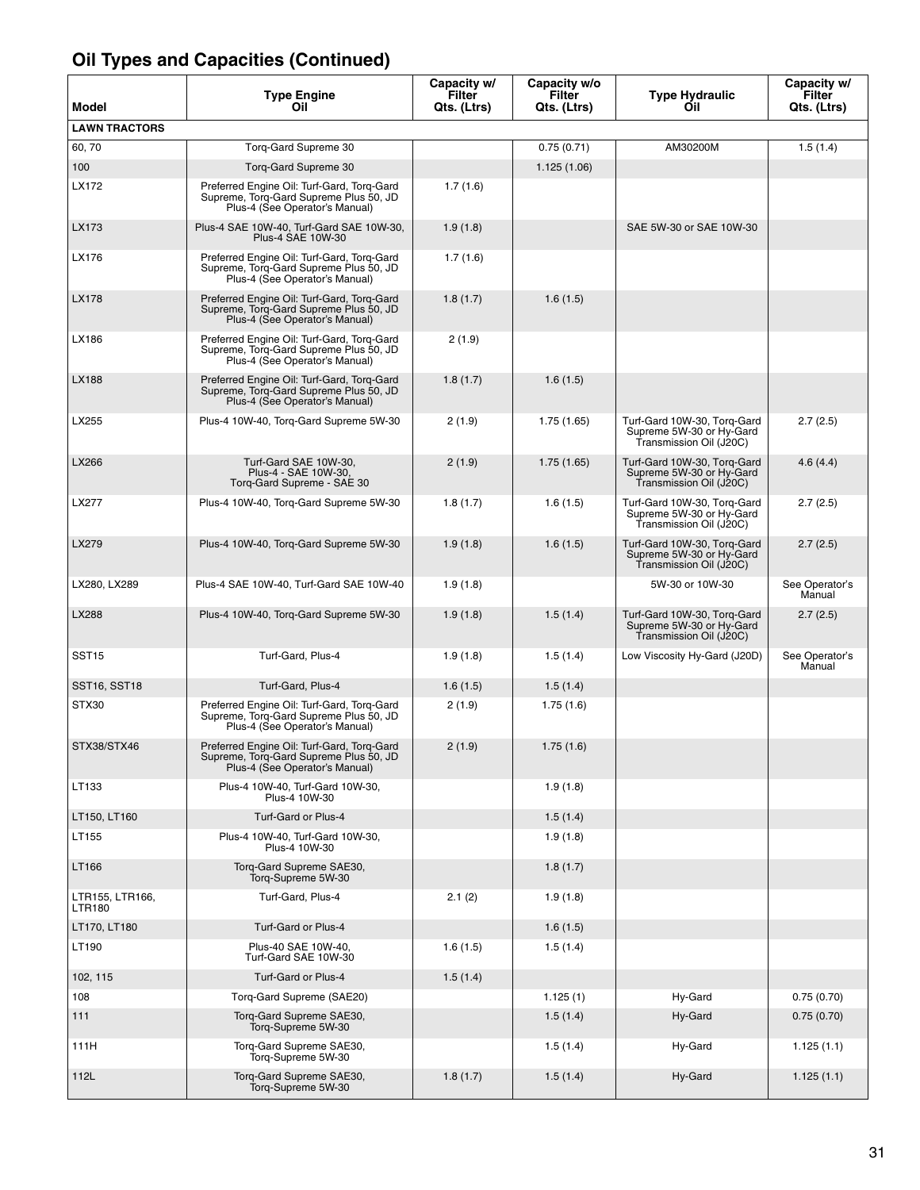## Oil Types and Capacities (Continued)

| Model | Type Engine Oil | Capacity w/ Filter Qts. (Ltrs) | Capacity w/o Filter Qts. (Ltrs) | Type Hydraulic Oil | Capacity w/ Filter Qts. (Ltrs) |
|---|---|---|---|---|---|
| **LAWN TRACTORS** | | | | | |
| 60, 70 | Torq-Gard Supreme 30 | | 0.75 (0.71) | AM30200M | 1.5 (1.4) |
| 100 | Torq-Gard Supreme 30 | | 1.125 (1.06) | | |
| LX172 | Preferred Engine Oil: Turf-Gard, Torq-Gard Supreme, Torq-Gard Supreme Plus 50, JD Plus-4 (See Operator's Manual) | 1.7 (1.6) | | | |
| LX173 | Plus-4 SAE 10W-40, Turf-Gard SAE 10W-30, Plus-4 SAE 10W-30 | 1.9 (1.8) | | SAE 5W-30 or SAE 10W-30 | |
| LX176 | Preferred Engine Oil: Turf-Gard, Torq-Gard Supreme, Torq-Gard Supreme Plus 50, JD Plus-4 (See Operator's Manual) | 1.7 (1.6) | | | |
| LX178 | Preferred Engine Oil: Turf-Gard, Torq-Gard Supreme, Torq-Gard Supreme Plus 50, JD Plus-4 (See Operator's Manual) | 1.8 (1.7) | 1.6 (1.5) | | |
| LX186 | Preferred Engine Oil: Turf-Gard, Torq-Gard Supreme, Torq-Gard Supreme Plus 50, JD Plus-4 (See Operator's Manual) | 2 (1.9) | | | |
| LX188 | Preferred Engine Oil: Turf-Gard, Torq-Gard Supreme, Torq-Gard Supreme Plus 50, JD Plus-4 (See Operator's Manual) | 1.8 (1.7) | 1.6 (1.5) | | |
| LX255 | Plus-4 10W-40, Torq-Gard Supreme 5W-30 | 2 (1.9) | 1.75 (1.65) | Turf-Gard 10W-30, Torq-Gard Supreme 5W-30 or Hy-Gard Transmission Oil (J20C) | 2.7 (2.5) |
| LX266 | Turf-Gard SAE 10W-30, Plus-4 - SAE 10W-30, Torq-Gard Supreme - SAE 30 | 2 (1.9) | 1.75 (1.65) | Turf-Gard 10W-30, Torq-Gard Supreme 5W-30 or Hy-Gard Transmission Oil (J20C) | 4.6 (4.4) |
| LX277 | Plus-4 10W-40, Torq-Gard Supreme 5W-30 | 1.8 (1.7) | 1.6 (1.5) | Turf-Gard 10W-30, Torq-Gard Supreme 5W-30 or Hy-Gard Transmission Oil (J20C) | 2.7 (2.5) |
| LX279 | Plus-4 10W-40, Torq-Gard Supreme 5W-30 | 1.9 (1.8) | 1.6 (1.5) | Turf-Gard 10W-30, Torq-Gard Supreme 5W-30 or Hy-Gard Transmission Oil (J20C) | 2.7 (2.5) |
| LX280, LX289 | Plus-4 SAE 10W-40, Turf-Gard SAE 10W-40 | 1.9 (1.8) | | 5W-30 or 10W-30 | See Operator's Manual |
| LX288 | Plus-4 10W-40, Torq-Gard Supreme 5W-30 | 1.9 (1.8) | 1.5 (1.4) | Turf-Gard 10W-30, Torq-Gard Supreme 5W-30 or Hy-Gard Transmission Oil (J20C) | 2.7 (2.5) |
| SST15 | Turf-Gard, Plus-4 | 1.9 (1.8) | 1.5 (1.4) | Low Viscosity Hy-Gard (J20D) | See Operator's Manual |
| SST16, SST18 | Turf-Gard, Plus-4 | 1.6 (1.5) | 1.5 (1.4) | | |
| STX30 | Preferred Engine Oil: Turf-Gard, Torq-Gard Supreme, Torq-Gard Supreme Plus 50, JD Plus-4 (See Operator's Manual) | 2 (1.9) | 1.75 (1.6) | | |
| STX38/STX46 | Preferred Engine Oil: Turf-Gard, Torq-Gard Supreme, Torq-Gard Supreme Plus 50, JD Plus-4 (See Operator's Manual) | 2 (1.9) | 1.75 (1.6) | | |
| LT133 | Plus-4 10W-40, Turf-Gard 10W-30, Plus-4 10W-30 | | 1.9 (1.8) | | |
| LT150, LT160 | Turf-Gard or Plus-4 | | 1.5 (1.4) | | |
| LT155 | Plus-4 10W-40, Turf-Gard 10W-30, Plus-4 10W-30 | | 1.9 (1.8) | | |
| LT166 | Torq-Gard Supreme SAE30, Torq-Supreme 5W-30 | | 1.8 (1.7) | | |
| LTR155, LTR166, LTR180 | Turf-Gard, Plus-4 | 2.1 (2) | 1.9 (1.8) | | |
| LT170, LT180 | Turf-Gard or Plus-4 | | 1.6 (1.5) | | |
| LT190 | Plus-40 SAE 10W-40, Turf-Gard SAE 10W-30 | 1.6 (1.5) | 1.5 (1.4) | | |
| 102, 115 | Turf-Gard or Plus-4 | 1.5 (1.4) | | | |
| 108 | Torq-Gard Supreme (SAE20) | | 1.125 (1) | Hy-Gard | 0.75 (0.70) |
| 111 | Torq-Gard Supreme SAE30, Torq-Supreme 5W-30 | | 1.5 (1.4) | Hy-Gard | 0.75 (0.70) |
| 111H | Torq-Gard Supreme SAE30, Torq-Supreme 5W-30 | | 1.5 (1.4) | Hy-Gard | 1.125 (1.1) |
| 112L | Torq-Gard Supreme SAE30, Torq-Supreme 5W-30 | 1.8 (1.7) | 1.5 (1.4) | Hy-Gard | 1.125 (1.1) |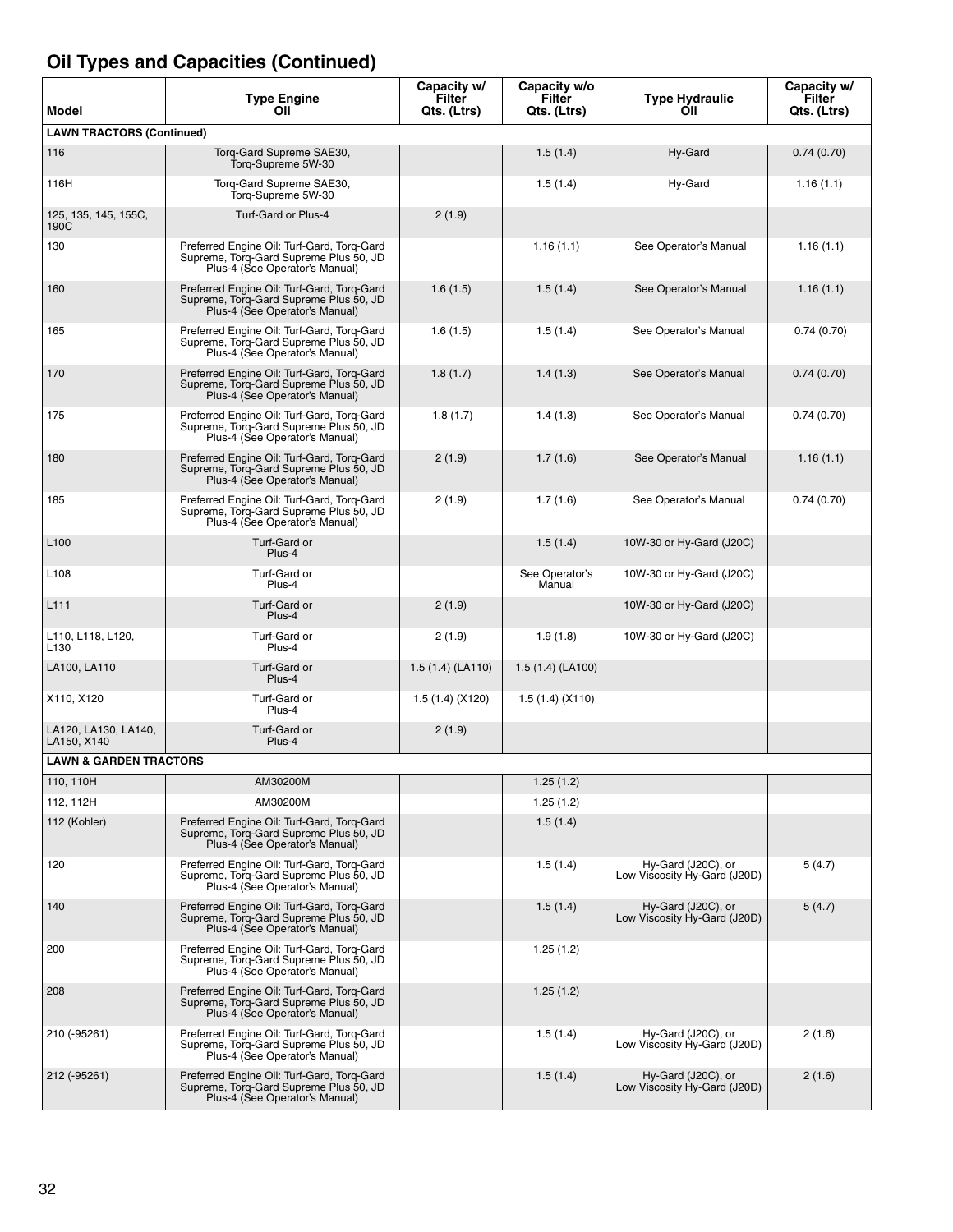## Oil Types and Capacities (Continued)

| Model | Type Engine Oil | Capacity w/ Filter Qts. (Ltrs) | Capacity w/o Filter Qts. (Ltrs) | Type Hydraulic Oil | Capacity w/ Filter Qts. (Ltrs) |
|---|---|---|---|---|---|
| **LAWN TRACTORS (Continued)** | | | | | |
| 116 | Torq-Gard Supreme SAE30, Torq-Supreme 5W-30 | | 1.5 (1.4) | Hy-Gard | 0.74 (0.70) |
| 116H | Torq-Gard Supreme SAE30, Torq-Supreme 5W-30 | | 1.5 (1.4) | Hy-Gard | 1.16 (1.1) |
| 125, 135, 145, 155C, 190C | Turf-Gard or Plus-4 | 2 (1.9) | | | |
| 130 | Preferred Engine Oil: Turf-Gard, Torq-Gard Supreme, Torq-Gard Supreme Plus 50, JD Plus-4 (See Operator's Manual) | | 1.16 (1.1) | See Operator's Manual | 1.16 (1.1) |
| 160 | Preferred Engine Oil: Turf-Gard, Torq-Gard Supreme, Torq-Gard Supreme Plus 50, JD Plus-4 (See Operator's Manual) | 1.6 (1.5) | 1.5 (1.4) | See Operator's Manual | 1.16 (1.1) |
| 165 | Preferred Engine Oil: Turf-Gard, Torq-Gard Supreme, Torq-Gard Supreme Plus 50, JD Plus-4 (See Operator's Manual) | 1.6 (1.5) | 1.5 (1.4) | See Operator's Manual | 0.74 (0.70) |
| 170 | Preferred Engine Oil: Turf-Gard, Torq-Gard Supreme, Torq-Gard Supreme Plus 50, JD Plus-4 (See Operator's Manual) | 1.8 (1.7) | 1.4 (1.3) | See Operator's Manual | 0.74 (0.70) |
| 175 | Preferred Engine Oil: Turf-Gard, Torq-Gard Supreme, Torq-Gard Supreme Plus 50, JD Plus-4 (See Operator's Manual) | 1.8 (1.7) | 1.4 (1.3) | See Operator's Manual | 0.74 (0.70) |
| 180 | Preferred Engine Oil: Turf-Gard, Torq-Gard Supreme, Torq-Gard Supreme Plus 50, JD Plus-4 (See Operator's Manual) | 2 (1.9) | 1.7 (1.6) | See Operator's Manual | 1.16 (1.1) |
| 185 | Preferred Engine Oil: Turf-Gard, Torq-Gard Supreme, Torq-Gard Supreme Plus 50, JD Plus-4 (See Operator's Manual) | 2 (1.9) | 1.7 (1.6) | See Operator's Manual | 0.74 (0.70) |
| L100 | Turf-Gard or Plus-4 | | 1.5 (1.4) | 10W-30 or Hy-Gard (J20C) | |
| L108 | Turf-Gard or Plus-4 | | See Operator's Manual | 10W-30 or Hy-Gard (J20C) | |
| L111 | Turf-Gard or Plus-4 | 2 (1.9) | | 10W-30 or Hy-Gard (J20C) | |
| L110, L118, L120, L130 | Turf-Gard or Plus-4 | 2 (1.9) | 1.9 (1.8) | 10W-30 or Hy-Gard (J20C) | |
| LA100, LA110 | Turf-Gard or Plus-4 | 1.5 (1.4) (LA110) | 1.5 (1.4) (LA100) | | |
| X110, X120 | Turf-Gard or Plus-4 | 1.5 (1.4) (X120) | 1.5 (1.4) (X110) | | |
| LA120, LA130, LA140, LA150, X140 | Turf-Gard or Plus-4 | 2 (1.9) | | | |
| **LAWN & GARDEN TRACTORS** | | | | | |
| 110, 110H | AM30200M | | 1.25 (1.2) | | |
| 112, 112H | AM30200M | | 1.25 (1.2) | | |
| 112 (Kohler) | Preferred Engine Oil: Turf-Gard, Torq-Gard Supreme, Torq-Gard Supreme Plus 50, JD Plus-4 (See Operator's Manual) | | 1.5 (1.4) | | |
| 120 | Preferred Engine Oil: Turf-Gard, Torq-Gard Supreme, Torq-Gard Supreme Plus 50, JD Plus-4 (See Operator's Manual) | | 1.5 (1.4) | Hy-Gard (J20C), or Low Viscosity Hy-Gard (J20D) | 5 (4.7) |
| 140 | Preferred Engine Oil: Turf-Gard, Torq-Gard Supreme, Torq-Gard Supreme Plus 50, JD Plus-4 (See Operator's Manual) | | 1.5 (1.4) | Hy-Gard (J20C), or Low Viscosity Hy-Gard (J20D) | 5 (4.7) |
| 200 | Preferred Engine Oil: Turf-Gard, Torq-Gard Supreme, Torq-Gard Supreme Plus 50, JD Plus-4 (See Operator's Manual) | | 1.25 (1.2) | | |
| 208 | Preferred Engine Oil: Turf-Gard, Torq-Gard Supreme, Torq-Gard Supreme Plus 50, JD Plus-4 (See Operator's Manual) | | 1.25 (1.2) | | |
| 210 (-95261) | Preferred Engine Oil: Turf-Gard, Torq-Gard Supreme, Torq-Gard Supreme Plus 50, JD Plus-4 (See Operator's Manual) | | 1.5 (1.4) | Hy-Gard (J20C), or Low Viscosity Hy-Gard (J20D) | 2 (1.6) |
| 212 (-95261) | Preferred Engine Oil: Turf-Gard, Torq-Gard Supreme, Torq-Gard Supreme Plus 50, JD Plus-4 (See Operator's Manual) | | 1.5 (1.4) | Hy-Gard (J20C), or Low Viscosity Hy-Gard (J20D) | 2 (1.6) |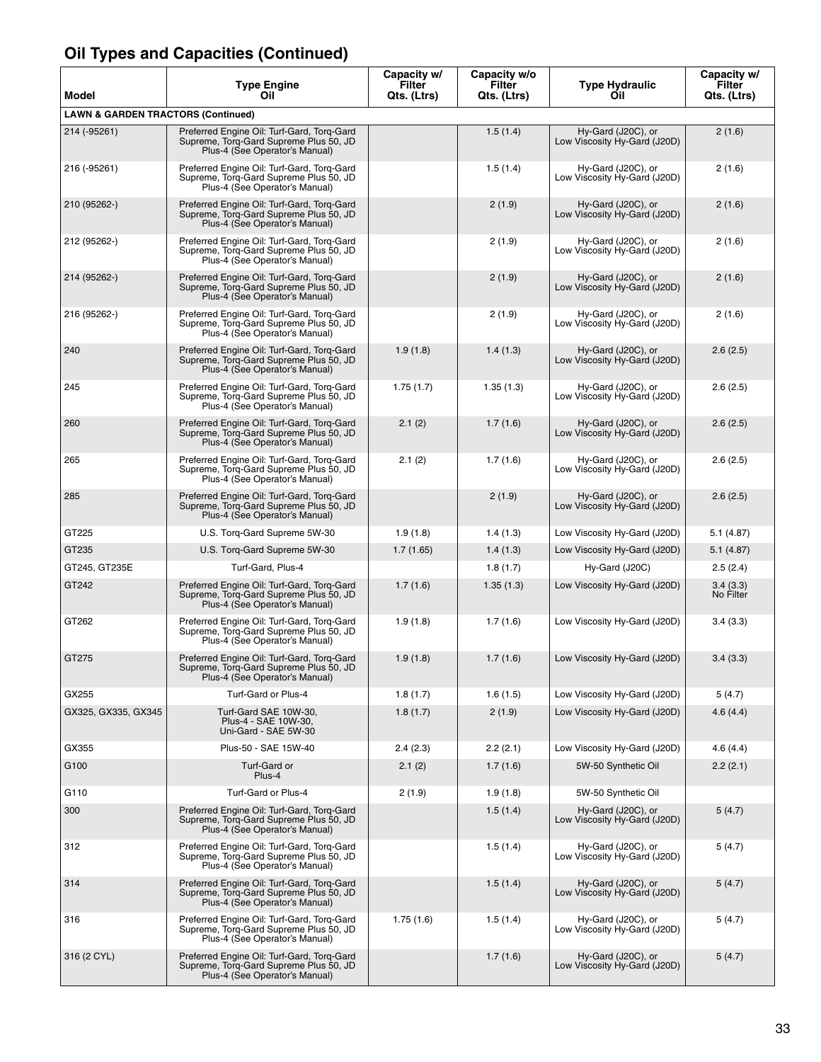## Oil Types and Capacities (Continued)

| Model | Type Engine Oil | Capacity w/ Filter Qts. (Ltrs) | Capacity w/o Filter Qts. (Ltrs) | Type Hydraulic Oil | Capacity w/ Filter Qts. (Ltrs) |
|---|---|---|---|---|---|
| **LAWN & GARDEN TRACTORS (Continued)** | | | | | |
| 214 (-95261) | Preferred Engine Oil: Turf-Gard, Torq-Gard Supreme, Torq-Gard Supreme Plus 50, JD Plus-4 (See Operator's Manual) | | 1.5 (1.4) | Hy-Gard (J20C), or Low Viscosity Hy-Gard (J20D) | 2 (1.6) |
| 216 (-95261) | Preferred Engine Oil: Turf-Gard, Torq-Gard Supreme, Torq-Gard Supreme Plus 50, JD Plus-4 (See Operator's Manual) | | 1.5 (1.4) | Hy-Gard (J20C), or Low Viscosity Hy-Gard (J20D) | 2 (1.6) |
| 210 (95262-) | Preferred Engine Oil: Turf-Gard, Torq-Gard Supreme, Torq-Gard Supreme Plus 50, JD Plus-4 (See Operator's Manual) | | 2 (1.9) | Hy-Gard (J20C), or Low Viscosity Hy-Gard (J20D) | 2 (1.6) |
| 212 (95262-) | Preferred Engine Oil: Turf-Gard, Torq-Gard Supreme, Torq-Gard Supreme Plus 50, JD Plus-4 (See Operator's Manual) | | 2 (1.9) | Hy-Gard (J20C), or Low Viscosity Hy-Gard (J20D) | 2 (1.6) |
| 214 (95262-) | Preferred Engine Oil: Turf-Gard, Torq-Gard Supreme, Torq-Gard Supreme Plus 50, JD Plus-4 (See Operator's Manual) | | 2 (1.9) | Hy-Gard (J20C), or Low Viscosity Hy-Gard (J20D) | 2 (1.6) |
| 216 (95262-) | Preferred Engine Oil: Turf-Gard, Torq-Gard Supreme, Torq-Gard Supreme Plus 50, JD Plus-4 (See Operator's Manual) | | 2 (1.9) | Hy-Gard (J20C), or Low Viscosity Hy-Gard (J20D) | 2 (1.6) |
| 240 | Preferred Engine Oil: Turf-Gard, Torq-Gard Supreme, Torq-Gard Supreme Plus 50, JD Plus-4 (See Operator's Manual) | 1.9 (1.8) | 1.4 (1.3) | Hy-Gard (J20C), or Low Viscosity Hy-Gard (J20D) | 2.6 (2.5) |
| 245 | Preferred Engine Oil: Turf-Gard, Torq-Gard Supreme, Torq-Gard Supreme Plus 50, JD Plus-4 (See Operator's Manual) | 1.75 (1.7) | 1.35 (1.3) | Hy-Gard (J20C), or Low Viscosity Hy-Gard (J20D) | 2.6 (2.5) |
| 260 | Preferred Engine Oil: Turf-Gard, Torq-Gard Supreme, Torq-Gard Supreme Plus 50, JD Plus-4 (See Operator's Manual) | 2.1 (2) | 1.7 (1.6) | Hy-Gard (J20C), or Low Viscosity Hy-Gard (J20D) | 2.6 (2.5) |
| 265 | Preferred Engine Oil: Turf-Gard, Torq-Gard Supreme, Torq-Gard Supreme Plus 50, JD Plus-4 (See Operator's Manual) | 2.1 (2) | 1.7 (1.6) | Hy-Gard (J20C), or Low Viscosity Hy-Gard (J20D) | 2.6 (2.5) |
| 285 | Preferred Engine Oil: Turf-Gard, Torq-Gard Supreme, Torq-Gard Supreme Plus 50, JD Plus-4 (See Operator's Manual) | | 2 (1.9) | Hy-Gard (J20C), or Low Viscosity Hy-Gard (J20D) | 2.6 (2.5) |
| GT225 | U.S. Torq-Gard Supreme 5W-30 | 1.9 (1.8) | 1.4 (1.3) | Low Viscosity Hy-Gard (J20D) | 5.1 (4.87) |
| GT235 | U.S. Torq-Gard Supreme 5W-30 | 1.7 (1.65) | 1.4 (1.3) | Low Viscosity Hy-Gard (J20D) | 5.1 (4.87) |
| GT245, GT235E | Turf-Gard, Plus-4 | | 1.8 (1.7) | Hy-Gard (J20C) | 2.5 (2.4) |
| GT242 | Preferred Engine Oil: Turf-Gard, Torq-Gard Supreme, Torq-Gard Supreme Plus 50, JD Plus-4 (See Operator's Manual) | 1.7 (1.6) | 1.35 (1.3) | Low Viscosity Hy-Gard (J20D) | 3.4 (3.3) No Filter |
| GT262 | Preferred Engine Oil: Turf-Gard, Torq-Gard Supreme, Torq-Gard Supreme Plus 50, JD Plus-4 (See Operator's Manual) | 1.9 (1.8) | 1.7 (1.6) | Low Viscosity Hy-Gard (J20D) | 3.4 (3.3) |
| GT275 | Preferred Engine Oil: Turf-Gard, Torq-Gard Supreme, Torq-Gard Supreme Plus 50, JD Plus-4 (See Operator's Manual) | 1.9 (1.8) | 1.7 (1.6) | Low Viscosity Hy-Gard (J20D) | 3.4 (3.3) |
| GX255 | Turf-Gard or Plus-4 | 1.8 (1.7) | 1.6 (1.5) | Low Viscosity Hy-Gard (J20D) | 5 (4.7) |
| GX325, GX335, GX345 | Turf-Gard SAE 10W-30, Plus-4 - SAE 10W-30, Uni-Gard - SAE 5W-30 | 1.8 (1.7) | 2 (1.9) | Low Viscosity Hy-Gard (J20D) | 4.6 (4.4) |
| GX355 | Plus-50 - SAE 15W-40 | 2.4 (2.3) | 2.2 (2.1) | Low Viscosity Hy-Gard (J20D) | 4.6 (4.4) |
| G100 | Turf-Gard or Plus-4 | 2.1 (2) | 1.7 (1.6) | 5W-50 Synthetic Oil | 2.2 (2.1) |
| G110 | Turf-Gard or Plus-4 | 2 (1.9) | 1.9 (1.8) | 5W-50 Synthetic Oil | |
| 300 | Preferred Engine Oil: Turf-Gard, Torq-Gard Supreme, Torq-Gard Supreme Plus 50, JD Plus-4 (See Operator's Manual) | | 1.5 (1.4) | Hy-Gard (J20C), or Low Viscosity Hy-Gard (J20D) | 5 (4.7) |
| 312 | Preferred Engine Oil: Turf-Gard, Torq-Gard Supreme, Torq-Gard Supreme Plus 50, JD Plus-4 (See Operator's Manual) | | 1.5 (1.4) | Hy-Gard (J20C), or Low Viscosity Hy-Gard (J20D) | 5 (4.7) |
| 314 | Preferred Engine Oil: Turf-Gard, Torq-Gard Supreme, Torq-Gard Supreme Plus 50, JD Plus-4 (See Operator's Manual) | | 1.5 (1.4) | Hy-Gard (J20C), or Low Viscosity Hy-Gard (J20D) | 5 (4.7) |
| 316 | Preferred Engine Oil: Turf-Gard, Torq-Gard Supreme, Torq-Gard Supreme Plus 50, JD Plus-4 (See Operator's Manual) | 1.75 (1.6) | 1.5 (1.4) | Hy-Gard (J20C), or Low Viscosity Hy-Gard (J20D) | 5 (4.7) |
| 316 (2 CYL) | Preferred Engine Oil: Turf-Gard, Torq-Gard Supreme, Torq-Gard Supreme Plus 50, JD Plus-4 (See Operator's Manual) | | 1.7 (1.6) | Hy-Gard (J20C), or Low Viscosity Hy-Gard (J20D) | 5 (4.7) |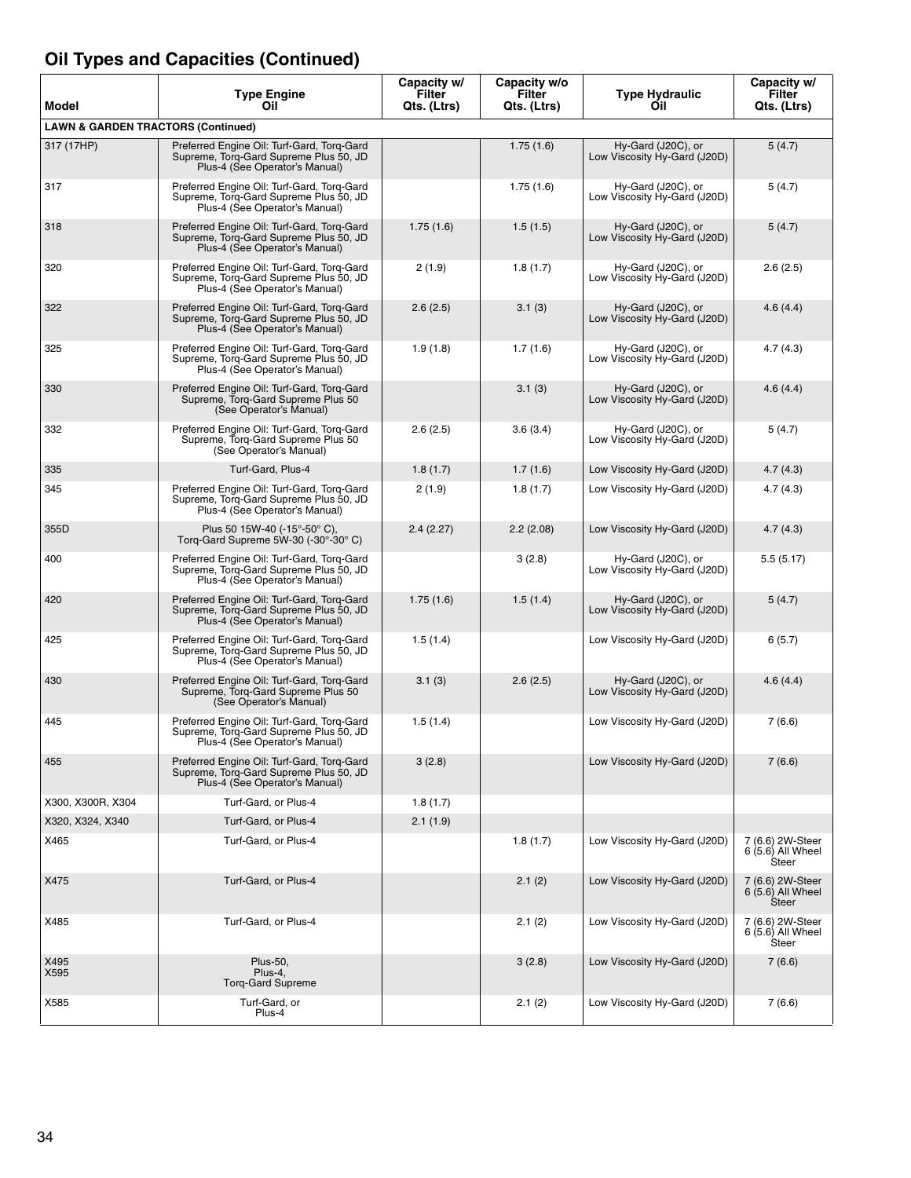## Oil Types and Capacities (Continued)

| Model | Type Engine Oil | Capacity w/ Filter Qts. (Ltrs) | Capacity w/o Filter Qts. (Ltrs) | Type Hydraulic Oil | Capacity w/ Filter Qts. (Ltrs) |
|---|---|---|---|---|---|
| **LAWN & GARDEN TRACTORS (Continued)** | | | | | |
| 317 (17HP) | Preferred Engine Oil: Turf-Gard, Torq-Gard Supreme, Torq-Gard Supreme Plus 50, JD Plus-4 (See Operator's Manual) | | 1.75 (1.6) | Hy-Gard (J20C), or Low Viscosity Hy-Gard (J20D) | 5 (4.7) |
| 317 | Preferred Engine Oil: Turf-Gard, Torq-Gard Supreme, Torq-Gard Supreme Plus 50, JD Plus-4 (See Operator's Manual) | | 1.75 (1.6) | Hy-Gard (J20C), or Low Viscosity Hy-Gard (J20D) | 5 (4.7) |
| 318 | Preferred Engine Oil: Turf-Gard, Torq-Gard Supreme, Torq-Gard Supreme Plus 50, JD Plus-4 (See Operator's Manual) | 1.75 (1.6) | 1.5 (1.5) | Hy-Gard (J20C), or Low Viscosity Hy-Gard (J20D) | 5 (4.7) |
| 320 | Preferred Engine Oil: Turf-Gard, Torq-Gard Supreme, Torq-Gard Supreme Plus 50, JD Plus-4 (See Operator's Manual) | 2 (1.9) | 1.8 (1.7) | Hy-Gard (J20C), or Low Viscosity Hy-Gard (J20D) | 2.6 (2.5) |
| 322 | Preferred Engine Oil: Turf-Gard, Torq-Gard Supreme, Torq-Gard Supreme Plus 50, JD Plus-4 (See Operator's Manual) | 2.6 (2.5) | 3.1 (3) | Hy-Gard (J20C), or Low Viscosity Hy-Gard (J20D) | 4.6 (4.4) |
| 325 | Preferred Engine Oil: Turf-Gard, Torq-Gard Supreme, Torq-Gard Supreme Plus 50, JD Plus-4 (See Operator's Manual) | 1.9 (1.8) | 1.7 (1.6) | Hy-Gard (J20C), or Low Viscosity Hy-Gard (J20D) | 4.7 (4.3) |
| 330 | Preferred Engine Oil: Turf-Gard, Torq-Gard Supreme, Torq-Gard Supreme Plus 50 (See Operator's Manual) | | 3.1 (3) | Hy-Gard (J20C), or Low Viscosity Hy-Gard (J20D) | 4.6 (4.4) |
| 332 | Preferred Engine Oil: Turf-Gard, Torq-Gard Supreme, Torq-Gard Supreme Plus 50 (See Operator's Manual) | 2.6 (2.5) | 3.6 (3.4) | Hy-Gard (J20C), or Low Viscosity Hy-Gard (J20D) | 5 (4.7) |
| 335 | Turf-Gard, Plus-4 | 1.8 (1.7) | 1.7 (1.6) | Low Viscosity Hy-Gard (J20D) | 4.7 (4.3) |
| 345 | Preferred Engine Oil: Turf-Gard, Torq-Gard Supreme, Torq-Gard Supreme Plus 50, JD Plus-4 (See Operator's Manual) | 2 (1.9) | 1.8 (1.7) | Low Viscosity Hy-Gard (J20D) | 4.7 (4.3) |
| 355D | Plus 50 15W-40 (-15°-50° C), Torq-Gard Supreme 5W-30 (-30°-30° C) | 2.4 (2.27) | 2.2 (2.08) | Low Viscosity Hy-Gard (J20D) | 4.7 (4.3) |
| 400 | Preferred Engine Oil: Turf-Gard, Torq-Gard Supreme, Torq-Gard Supreme Plus 50, JD Plus-4 (See Operator's Manual) | | 3 (2.8) | Hy-Gard (J20C), or Low Viscosity Hy-Gard (J20D) | 5.5 (5.17) |
| 420 | Preferred Engine Oil: Turf-Gard, Torq-Gard Supreme, Torq-Gard Supreme Plus 50, JD Plus-4 (See Operator's Manual) | 1.75 (1.6) | 1.5 (1.4) | Hy-Gard (J20C), or Low Viscosity Hy-Gard (J20D) | 5 (4.7) |
| 425 | Preferred Engine Oil: Turf-Gard, Torq-Gard Supreme, Torq-Gard Supreme Plus 50, JD Plus-4 (See Operator's Manual) | 1.5 (1.4) | | Low Viscosity Hy-Gard (J20D) | 6 (5.7) |
| 430 | Preferred Engine Oil: Turf-Gard, Torq-Gard Supreme, Torq-Gard Supreme Plus 50 (See Operator's Manual) | 3.1 (3) | 2.6 (2.5) | Hy-Gard (J20C), or Low Viscosity Hy-Gard (J20D) | 4.6 (4.4) |
| 445 | Preferred Engine Oil: Turf-Gard, Torq-Gard Supreme, Torq-Gard Supreme Plus 50, JD Plus-4 (See Operator's Manual) | 1.5 (1.4) | | Low Viscosity Hy-Gard (J20D) | 7 (6.6) |
| 455 | Preferred Engine Oil: Turf-Gard, Torq-Gard Supreme, Torq-Gard Supreme Plus 50, JD Plus-4 (See Operator's Manual) | 3 (2.8) | | Low Viscosity Hy-Gard (J20D) | 7 (6.6) |
| X300, X300R, X304 | Turf-Gard, or Plus-4 | 1.8 (1.7) | | | |
| X320, X324, X340 | Turf-Gard, or Plus-4 | 2.1 (1.9) | | | |
| X465 | Turf-Gard, or Plus-4 | | 1.8 (1.7) | Low Viscosity Hy-Gard (J20D) | 7 (6.6) 2W-Steer 6 (5.6) All Wheel Steer |
| X475 | Turf-Gard, or Plus-4 | | 2.1 (2) | Low Viscosity Hy-Gard (J20D) | 7 (6.6) 2W-Steer 6 (5.6) All Wheel Steer |
| X485 | Turf-Gard, or Plus-4 | | 2.1 (2) | Low Viscosity Hy-Gard (J20D) | 7 (6.6) 2W-Steer 6 (5.6) All Wheel Steer |
| X495 X595 | Plus-50, Plus-4, Torq-Gard Supreme | | 3 (2.8) | Low Viscosity Hy-Gard (J20D) | 7 (6.6) |
| X585 | Turf-Gard, or Plus-4 | | 2.1 (2) | Low Viscosity Hy-Gard (J20D) | 7 (6.6) |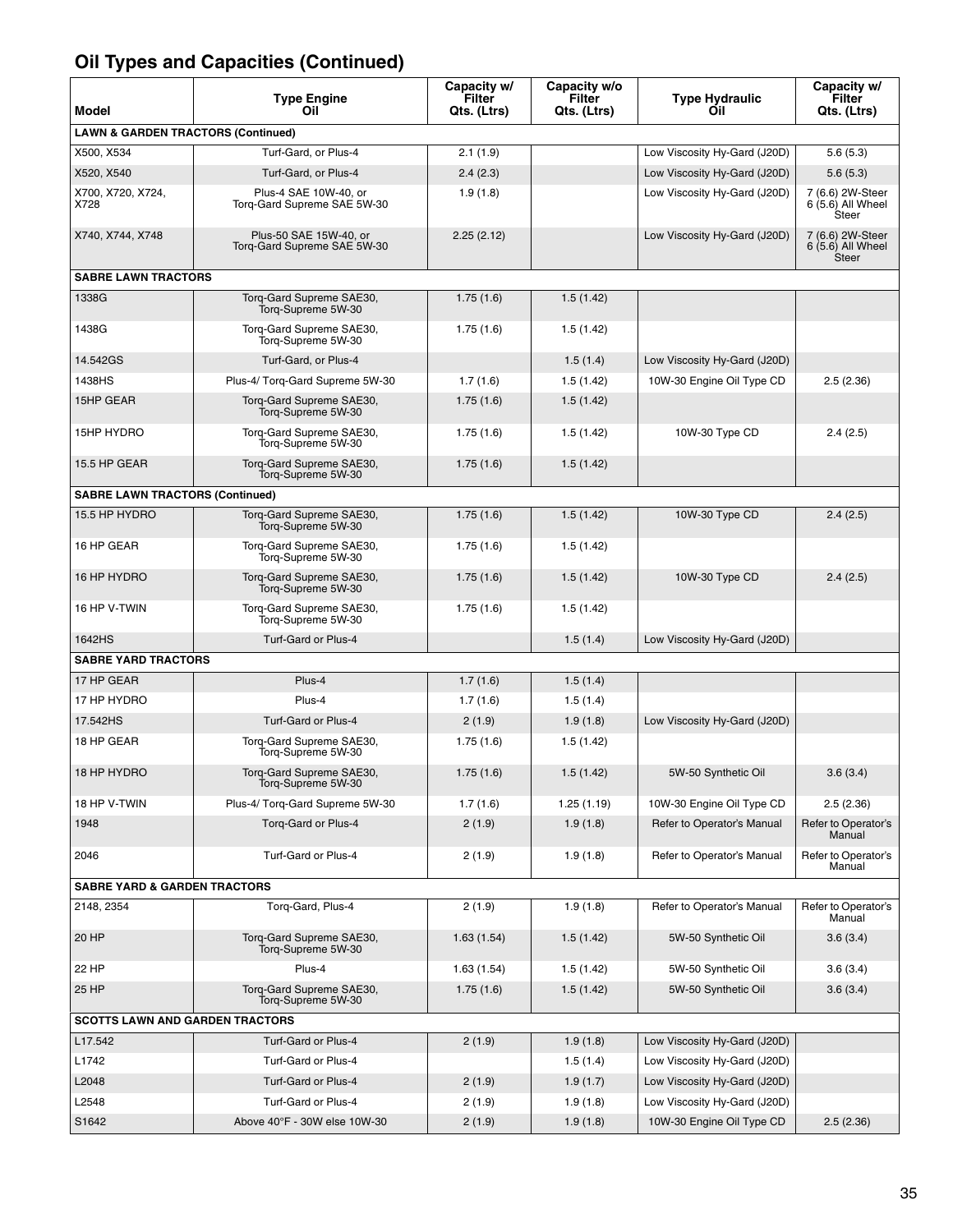## Oil Types and Capacities (Continued)

| Model | Type Engine Oil | Capacity w/ Filter Qts. (Ltrs) | Capacity w/o Filter Qts. (Ltrs) | Type Hydraulic Oil | Capacity w/ Filter Qts. (Ltrs) |
|---|---|---|---|---|---|
| **LAWN & GARDEN TRACTORS (Continued)** | | | | | |
| X500, X534 | Turf-Gard, or Plus-4 | 2.1 (1.9) | | Low Viscosity Hy-Gard (J20D) | 5.6 (5.3) |
| X520, X540 | Turf-Gard, or Plus-4 | 2.4 (2.3) | | Low Viscosity Hy-Gard (J20D) | 5.6 (5.3) |
| X700, X720, X724, X728 | Plus-4 SAE 10W-40, or Torq-Gard Supreme SAE 5W-30 | 1.9 (1.8) | | Low Viscosity Hy-Gard (J20D) | 7 (6.6) 2W-Steer 6 (5.6) All Wheel Steer |
| X740, X744, X748 | Plus-50 SAE 15W-40, or Torq-Gard Supreme SAE 5W-30 | 2.25 (2.12) | | Low Viscosity Hy-Gard (J20D) | 7 (6.6) 2W-Steer 6 (5.6) All Wheel Steer |
| **SABRE LAWN TRACTORS** | | | | | |
| 1338G | Torq-Gard Supreme SAE30, Torq-Supreme 5W-30 | 1.75 (1.6) | 1.5 (1.42) | | |
| 1438G | Torq-Gard Supreme SAE30, Torq-Supreme 5W-30 | 1.75 (1.6) | 1.5 (1.42) | | |
| 14.542GS | Turf-Gard, or Plus-4 | | 1.5 (1.4) | Low Viscosity Hy-Gard (J20D) | |
| 1438HS | Plus-4/ Torq-Gard Supreme 5W-30 | 1.7 (1.6) | 1.5 (1.42) | 10W-30 Engine Oil Type CD | 2.5 (2.36) |
| 15HP GEAR | Torq-Gard Supreme SAE30, Torq-Supreme 5W-30 | 1.75 (1.6) | 1.5 (1.42) | | |
| 15HP HYDRO | Torq-Gard Supreme SAE30, Torq-Supreme 5W-30 | 1.75 (1.6) | 1.5 (1.42) | 10W-30 Type CD | 2.4 (2.5) |
| 15.5 HP GEAR | Torq-Gard Supreme SAE30, Torq-Supreme 5W-30 | 1.75 (1.6) | 1.5 (1.42) | | |
| **SABRE LAWN TRACTORS (Continued)** | | | | | |
| 15.5 HP HYDRO | Torq-Gard Supreme SAE30, Torq-Supreme 5W-30 | 1.75 (1.6) | 1.5 (1.42) | 10W-30 Type CD | 2.4 (2.5) |
| 16 HP GEAR | Torq-Gard Supreme SAE30, Torq-Supreme 5W-30 | 1.75 (1.6) | 1.5 (1.42) | | |
| 16 HP HYDRO | Torq-Gard Supreme SAE30, Torq-Supreme 5W-30 | 1.75 (1.6) | 1.5 (1.42) | 10W-30 Type CD | 2.4 (2.5) |
| 16 HP V-TWIN | Torq-Gard Supreme SAE30, Torq-Supreme 5W-30 | 1.75 (1.6) | 1.5 (1.42) | | |
| 1642HS | Turf-Gard or Plus-4 | | 1.5 (1.4) | Low Viscosity Hy-Gard (J20D) | |
| **SABRE YARD TRACTORS** | | | | | |
| 17 HP GEAR | Plus-4 | 1.7 (1.6) | 1.5 (1.4) | | |
| 17 HP HYDRO | Plus-4 | 1.7 (1.6) | 1.5 (1.4) | | |
| 17.542HS | Turf-Gard or Plus-4 | 2 (1.9) | 1.9 (1.8) | Low Viscosity Hy-Gard (J20D) | |
| 18 HP GEAR | Torq-Gard Supreme SAE30, Torq-Supreme 5W-30 | 1.75 (1.6) | 1.5 (1.42) | | |
| 18 HP HYDRO | Torq-Gard Supreme SAE30, Torq-Supreme 5W-30 | 1.75 (1.6) | 1.5 (1.42) | 5W-50 Synthetic Oil | 3.6 (3.4) |
| 18 HP V-TWIN | Plus-4/ Torq-Gard Supreme 5W-30 | 1.7 (1.6) | 1.25 (1.19) | 10W-30 Engine Oil Type CD | 2.5 (2.36) |
| 1948 | Torq-Gard or Plus-4 | 2 (1.9) | 1.9 (1.8) | Refer to Operator's Manual | Refer to Operator's Manual |
| 2046 | Turf-Gard or Plus-4 | 2 (1.9) | 1.9 (1.8) | Refer to Operator's Manual | Refer to Operator's Manual |
| **SABRE YARD & GARDEN TRACTORS** | | | | | |
| 2148, 2354 | Torq-Gard, Plus-4 | 2 (1.9) | 1.9 (1.8) | Refer to Operator's Manual | Refer to Operator's Manual |
| 20 HP | Torq-Gard Supreme SAE30, Torq-Supreme 5W-30 | 1.63 (1.54) | 1.5 (1.42) | 5W-50 Synthetic Oil | 3.6 (3.4) |
| 22 HP | Plus-4 | 1.63 (1.54) | 1.5 (1.42) | 5W-50 Synthetic Oil | 3.6 (3.4) |
| 25 HP | Torq-Gard Supreme SAE30, Torq-Supreme 5W-30 | 1.75 (1.6) | 1.5 (1.42) | 5W-50 Synthetic Oil | 3.6 (3.4) |
| **SCOTTS LAWN AND GARDEN TRACTORS** | | | | | |
| L17.542 | Turf-Gard or Plus-4 | 2 (1.9) | 1.9 (1.8) | Low Viscosity Hy-Gard (J20D) | |
| L1742 | Turf-Gard or Plus-4 | | 1.5 (1.4) | Low Viscosity Hy-Gard (J20D) | |
| L2048 | Turf-Gard or Plus-4 | 2 (1.9) | 1.9 (1.7) | Low Viscosity Hy-Gard (J20D) | |
| L2548 | Turf-Gard or Plus-4 | 2 (1.9) | 1.9 (1.8) | Low Viscosity Hy-Gard (J20D) | |
| S1642 | Above 40°F - 30W else 10W-30 | 2 (1.9) | 1.9 (1.8) | 10W-30 Engine Oil Type CD | 2.5 (2.36) |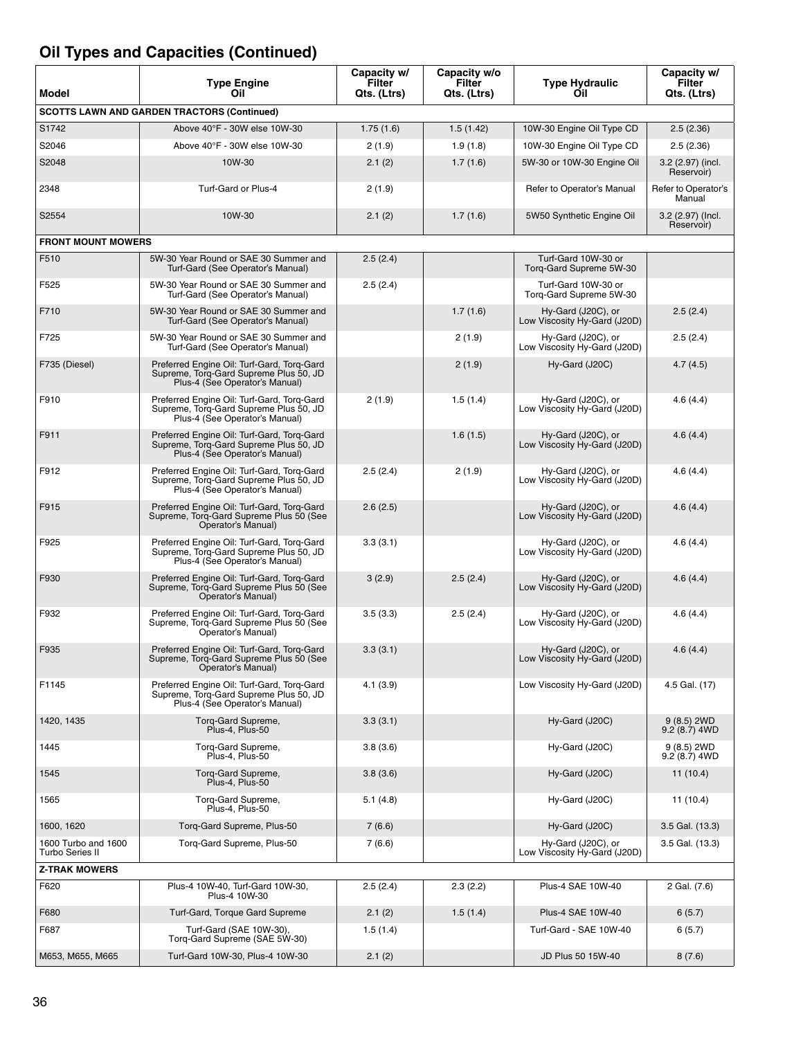## Oil Types and Capacities (Continued)

| Model | Type Engine Oil | Capacity w/ Filter Qts. (Ltrs) | Capacity w/o Filter Qts. (Ltrs) | Type Hydraulic Oil | Capacity w/ Filter Qts. (Ltrs) |
|---|---|---|---|---|---|
| **SCOTTS LAWN AND GARDEN TRACTORS (Continued)** | | | | | |
| S1742 | Above 40°F - 30W else 10W-30 | 1.75 (1.6) | 1.5 (1.42) | 10W-30 Engine Oil Type CD | 2.5 (2.36) |
| S2046 | Above 40°F - 30W else 10W-30 | 2 (1.9) | 1.9 (1.8) | 10W-30 Engine Oil Type CD | 2.5 (2.36) |
| S2048 | 10W-30 | 2.1 (2) | 1.7 (1.6) | 5W-30 or 10W-30 Engine Oil | 3.2 (2.97) (incl. Reservoir) |
| 2348 | Turf-Gard or Plus-4 | 2 (1.9) | | Refer to Operator's Manual | Refer to Operator's Manual |
| S2554 | 10W-30 | 2.1 (2) | 1.7 (1.6) | 5W50 Synthetic Engine Oil | 3.2 (2.97) (Incl. Reservoir) |
| **FRONT MOUNT MOWERS** | | | | | |
| F510 | 5W-30 Year Round or SAE 30 Summer and Turf-Gard (See Operator's Manual) | 2.5 (2.4) | | Turf-Gard 10W-30 or Torq-Gard Supreme 5W-30 | |
| F525 | 5W-30 Year Round or SAE 30 Summer and Turf-Gard (See Operator's Manual) | 2.5 (2.4) | | Turf-Gard 10W-30 or Torq-Gard Supreme 5W-30 | |
| F710 | 5W-30 Year Round or SAE 30 Summer and Turf-Gard (See Operator's Manual) | | 1.7 (1.6) | Hy-Gard (J20C), or Low Viscosity Hy-Gard (J20D) | 2.5 (2.4) |
| F725 | 5W-30 Year Round or SAE 30 Summer and Turf-Gard (See Operator's Manual) | | 2 (1.9) | Hy-Gard (J20C), or Low Viscosity Hy-Gard (J20D) | 2.5 (2.4) |
| F735 (Diesel) | Preferred Engine Oil: Turf-Gard, Torq-Gard Supreme, Torq-Gard Supreme Plus 50, JD Plus-4 (See Operator's Manual) | | 2 (1.9) | Hy-Gard (J20C) | 4.7 (4.5) |
| F910 | Preferred Engine Oil: Turf-Gard, Torq-Gard Supreme, Torq-Gard Supreme Plus 50, JD Plus-4 (See Operator's Manual) | 2 (1.9) | 1.5 (1.4) | Hy-Gard (J20C), or Low Viscosity Hy-Gard (J20D) | 4.6 (4.4) |
| F911 | Preferred Engine Oil: Turf-Gard, Torq-Gard Supreme, Torq-Gard Supreme Plus 50, JD Plus-4 (See Operator's Manual) | | 1.6 (1.5) | Hy-Gard (J20C), or Low Viscosity Hy-Gard (J20D) | 4.6 (4.4) |
| F912 | Preferred Engine Oil: Turf-Gard, Torq-Gard Supreme, Torq-Gard Supreme Plus 50, JD Plus-4 (See Operator's Manual) | 2.5 (2.4) | 2 (1.9) | Hy-Gard (J20C), or Low Viscosity Hy-Gard (J20D) | 4.6 (4.4) |
| F915 | Preferred Engine Oil: Turf-Gard, Torq-Gard Supreme, Torq-Gard Supreme Plus 50 (See Operator's Manual) | 2.6 (2.5) | | Hy-Gard (J20C), or Low Viscosity Hy-Gard (J20D) | 4.6 (4.4) |
| F925 | Preferred Engine Oil: Turf-Gard, Torq-Gard Supreme, Torq-Gard Supreme Plus 50, JD Plus-4 (See Operator's Manual) | 3.3 (3.1) | | Hy-Gard (J20C), or Low Viscosity Hy-Gard (J20D) | 4.6 (4.4) |
| F930 | Preferred Engine Oil: Turf-Gard, Torq-Gard Supreme, Torq-Gard Supreme Plus 50 (See Operator's Manual) | 3 (2.9) | 2.5 (2.4) | Hy-Gard (J20C), or Low Viscosity Hy-Gard (J20D) | 4.6 (4.4) |
| F932 | Preferred Engine Oil: Turf-Gard, Torq-Gard Supreme, Torq-Gard Supreme Plus 50 (See Operator's Manual) | 3.5 (3.3) | 2.5 (2.4) | Hy-Gard (J20C), or Low Viscosity Hy-Gard (J20D) | 4.6 (4.4) |
| F935 | Preferred Engine Oil: Turf-Gard, Torq-Gard Supreme, Torq-Gard Supreme Plus 50 (See Operator's Manual) | 3.3 (3.1) | | Hy-Gard (J20C), or Low Viscosity Hy-Gard (J20D) | 4.6 (4.4) |
| F1145 | Preferred Engine Oil: Turf-Gard, Torq-Gard Supreme, Torq-Gard Supreme Plus 50, JD Plus-4 (See Operator's Manual) | 4.1 (3.9) | | Low Viscosity Hy-Gard (J20D) | 4.5 Gal. (17) |
| 1420, 1435 | Torq-Gard Supreme, Plus-4, Plus-50 | 3.3 (3.1) | | Hy-Gard (J20C) | 9 (8.5) 2WD 9.2 (8.7) 4WD |
| 1445 | Torq-Gard Supreme, Plus-4, Plus-50 | 3.8 (3.6) | | Hy-Gard (J20C) | 9 (8.5) 2WD 9.2 (8.7) 4WD |
| 1545 | Torq-Gard Supreme, Plus-4, Plus-50 | 3.8 (3.6) | | Hy-Gard (J20C) | 11 (10.4) |
| 1565 | Torq-Gard Supreme, Plus-4, Plus-50 | 5.1 (4.8) | | Hy-Gard (J20C) | 11 (10.4) |
| 1600, 1620 | Torq-Gard Supreme, Plus-50 | 7 (6.6) | | Hy-Gard (J20C) | 3.5 Gal. (13.3) |
| 1600 Turbo and 1600 Turbo Series II | Torq-Gard Supreme, Plus-50 | 7 (6.6) | | Hy-Gard (J20C), or Low Viscosity Hy-Gard (J20D) | 3.5 Gal. (13.3) |
| **Z-TRAK MOWERS** | | | | | |
| F620 | Plus-4 10W-40, Turf-Gard 10W-30, Plus-4 10W-30 | 2.5 (2.4) | 2.3 (2.2) | Plus-4 SAE 10W-40 | 2 Gal. (7.6) |
| F680 | Turf-Gard, Torque Gard Supreme | 2.1 (2) | 1.5 (1.4) | Plus-4 SAE 10W-40 | 6 (5.7) |
| F687 | Turf-Gard (SAE 10W-30), Torq-Gard Supreme (SAE 5W-30) | 1.5 (1.4) | | Turf-Gard - SAE 10W-40 | 6 (5.7) |
| M653, M655, M665 | Turf-Gard 10W-30, Plus-4 10W-30 | 2.1 (2) | | JD Plus 50 15W-40 | 8 (7.6) |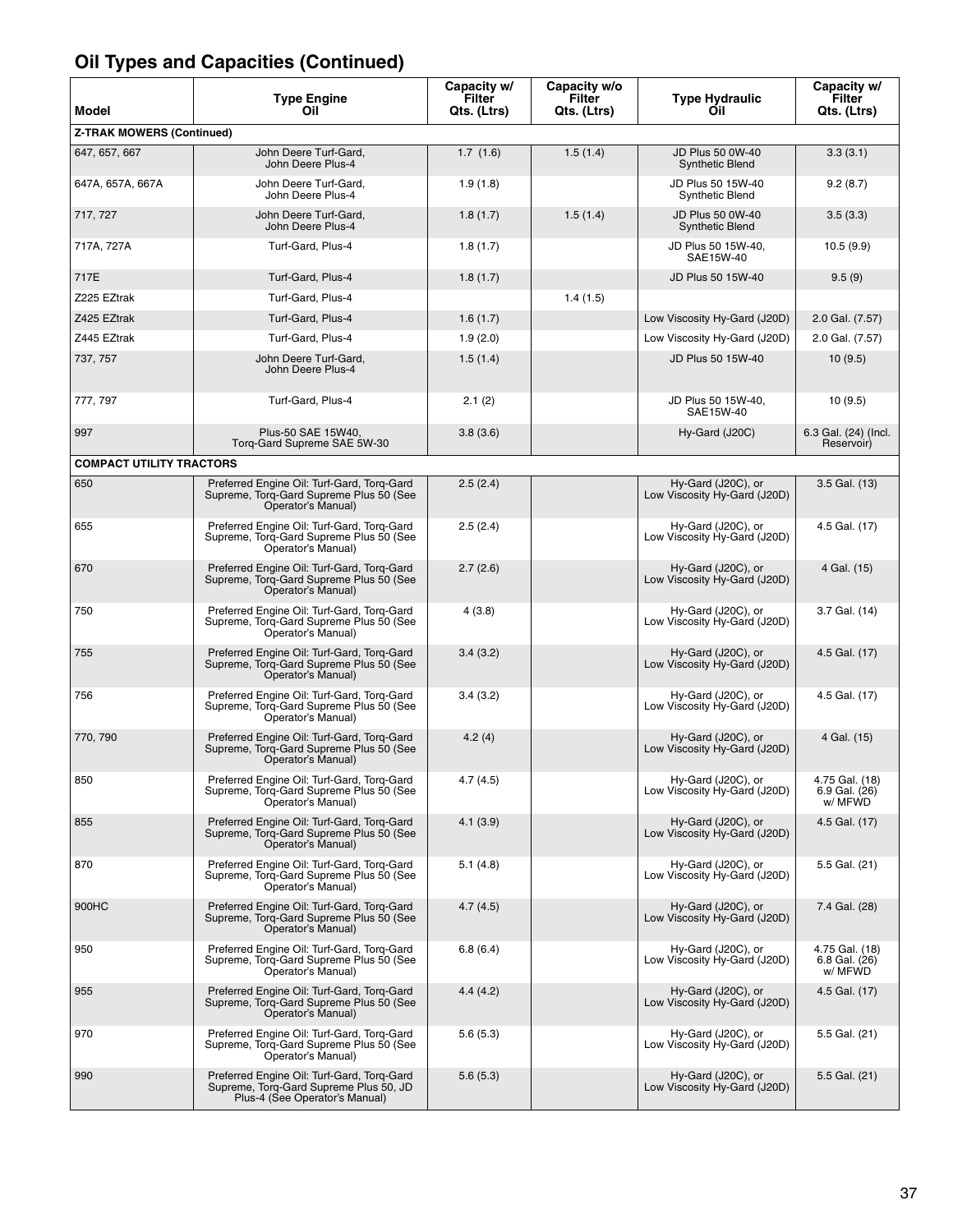## Oil Types and Capacities (Continued)

| Model | Type Engine Oil | Capacity w/ Filter Qts. (Ltrs) | Capacity w/o Filter Qts. (Ltrs) | Type Hydraulic Oil | Capacity w/ Filter Qts. (Ltrs) |
|---|---|---|---|---|---|
| **Z-TRAK MOWERS (Continued)** | | | | | |
| 647, 657, 667 | John Deere Turf-Gard, John Deere Plus-4 | 1.7 (1.6) | 1.5 (1.4) | JD Plus 50 0W-40 Synthetic Blend | 3.3 (3.1) |
| 647A, 657A, 667A | John Deere Turf-Gard, John Deere Plus-4 | 1.9 (1.8) | | JD Plus 50 15W-40 Synthetic Blend | 9.2 (8.7) |
| 717, 727 | John Deere Turf-Gard, John Deere Plus-4 | 1.8 (1.7) | 1.5 (1.4) | JD Plus 50 0W-40 Synthetic Blend | 3.5 (3.3) |
| 717A, 727A | Turf-Gard, Plus-4 | 1.8 (1.7) | | JD Plus 50 15W-40, SAE15W-40 | 10.5 (9.9) |
| 717E | Turf-Gard, Plus-4 | 1.8 (1.7) | | JD Plus 50 15W-40 | 9.5 (9) |
| Z225 EZtrak | Turf-Gard, Plus-4 | | 1.4 (1.5) | | |
| Z425 EZtrak | Turf-Gard, Plus-4 | 1.6 (1.7) | | Low Viscosity Hy-Gard (J20D) | 2.0 Gal. (7.57) |
| Z445 EZtrak | Turf-Gard, Plus-4 | 1.9 (2.0) | | Low Viscosity Hy-Gard (J20D) | 2.0 Gal. (7.57) |
| 737, 757 | John Deere Turf-Gard, John Deere Plus-4 | 1.5 (1.4) | | JD Plus 50 15W-40 | 10 (9.5) |
| 777, 797 | Turf-Gard, Plus-4 | 2.1 (2) | | JD Plus 50 15W-40, SAE15W-40 | 10 (9.5) |
| 997 | Plus-50 SAE 15W40, Torq-Gard Supreme SAE 5W-30 | 3.8 (3.6) | | Hy-Gard (J20C) | 6.3 Gal. (24) (Incl. Reservoir) |
| **COMPACT UTILITY TRACTORS** | | | | | |
| 650 | Preferred Engine Oil: Turf-Gard, Torq-Gard Supreme, Torq-Gard Supreme Plus 50 (See Operator's Manual) | 2.5 (2.4) | | Hy-Gard (J20C), or Low Viscosity Hy-Gard (J20D) | 3.5 Gal. (13) |
| 655 | Preferred Engine Oil: Turf-Gard, Torq-Gard Supreme, Torq-Gard Supreme Plus 50 (See Operator's Manual) | 2.5 (2.4) | | Hy-Gard (J20C), or Low Viscosity Hy-Gard (J20D) | 4.5 Gal. (17) |
| 670 | Preferred Engine Oil: Turf-Gard, Torq-Gard Supreme, Torq-Gard Supreme Plus 50 (See Operator's Manual) | 2.7 (2.6) | | Hy-Gard (J20C), or Low Viscosity Hy-Gard (J20D) | 4 Gal. (15) |
| 750 | Preferred Engine Oil: Turf-Gard, Torq-Gard Supreme, Torq-Gard Supreme Plus 50 (See Operator's Manual) | 4 (3.8) | | Hy-Gard (J20C), or Low Viscosity Hy-Gard (J20D) | 3.7 Gal. (14) |
| 755 | Preferred Engine Oil: Turf-Gard, Torq-Gard Supreme, Torq-Gard Supreme Plus 50 (See Operator's Manual) | 3.4 (3.2) | | Hy-Gard (J20C), or Low Viscosity Hy-Gard (J20D) | 4.5 Gal. (17) |
| 756 | Preferred Engine Oil: Turf-Gard, Torq-Gard Supreme, Torq-Gard Supreme Plus 50 (See Operator's Manual) | 3.4 (3.2) | | Hy-Gard (J20C), or Low Viscosity Hy-Gard (J20D) | 4.5 Gal. (17) |
| 770, 790 | Preferred Engine Oil: Turf-Gard, Torq-Gard Supreme, Torq-Gard Supreme Plus 50 (See Operator's Manual) | 4.2 (4) | | Hy-Gard (J20C), or Low Viscosity Hy-Gard (J20D) | 4 Gal. (15) |
| 850 | Preferred Engine Oil: Turf-Gard, Torq-Gard Supreme, Torq-Gard Supreme Plus 50 (See Operator's Manual) | 4.7 (4.5) | | Hy-Gard (J20C), or Low Viscosity Hy-Gard (J20D) | 4.75 Gal. (18) 6.9 Gal. (26) w/ MFWD |
| 855 | Preferred Engine Oil: Turf-Gard, Torq-Gard Supreme, Torq-Gard Supreme Plus 50 (See Operator's Manual) | 4.1 (3.9) | | Hy-Gard (J20C), or Low Viscosity Hy-Gard (J20D) | 4.5 Gal. (17) |
| 870 | Preferred Engine Oil: Turf-Gard, Torq-Gard Supreme, Torq-Gard Supreme Plus 50 (See Operator's Manual) | 5.1 (4.8) | | Hy-Gard (J20C), or Low Viscosity Hy-Gard (J20D) | 5.5 Gal. (21) |
| 900HC | Preferred Engine Oil: Turf-Gard, Torq-Gard Supreme, Torq-Gard Supreme Plus 50 (See Operator's Manual) | 4.7 (4.5) | | Hy-Gard (J20C), or Low Viscosity Hy-Gard (J20D) | 7.4 Gal. (28) |
| 950 | Preferred Engine Oil: Turf-Gard, Torq-Gard Supreme, Torq-Gard Supreme Plus 50 (See Operator's Manual) | 6.8 (6.4) | | Hy-Gard (J20C), or Low Viscosity Hy-Gard (J20D) | 4.75 Gal. (18) 6.8 Gal. (26) w/ MFWD |
| 955 | Preferred Engine Oil: Turf-Gard, Torq-Gard Supreme, Torq-Gard Supreme Plus 50 (See Operator's Manual) | 4.4 (4.2) | | Hy-Gard (J20C), or Low Viscosity Hy-Gard (J20D) | 4.5 Gal. (17) |
| 970 | Preferred Engine Oil: Turf-Gard, Torq-Gard Supreme, Torq-Gard Supreme Plus 50 (See Operator's Manual) | 5.6 (5.3) | | Hy-Gard (J20C), or Low Viscosity Hy-Gard (J20D) | 5.5 Gal. (21) |
| 990 | Preferred Engine Oil: Turf-Gard, Torq-Gard Supreme, Torq-Gard Supreme Plus 50, JD Plus-4 (See Operator's Manual) | 5.6 (5.3) | | Hy-Gard (J20C), or Low Viscosity Hy-Gard (J20D) | 5.5 Gal. (21) |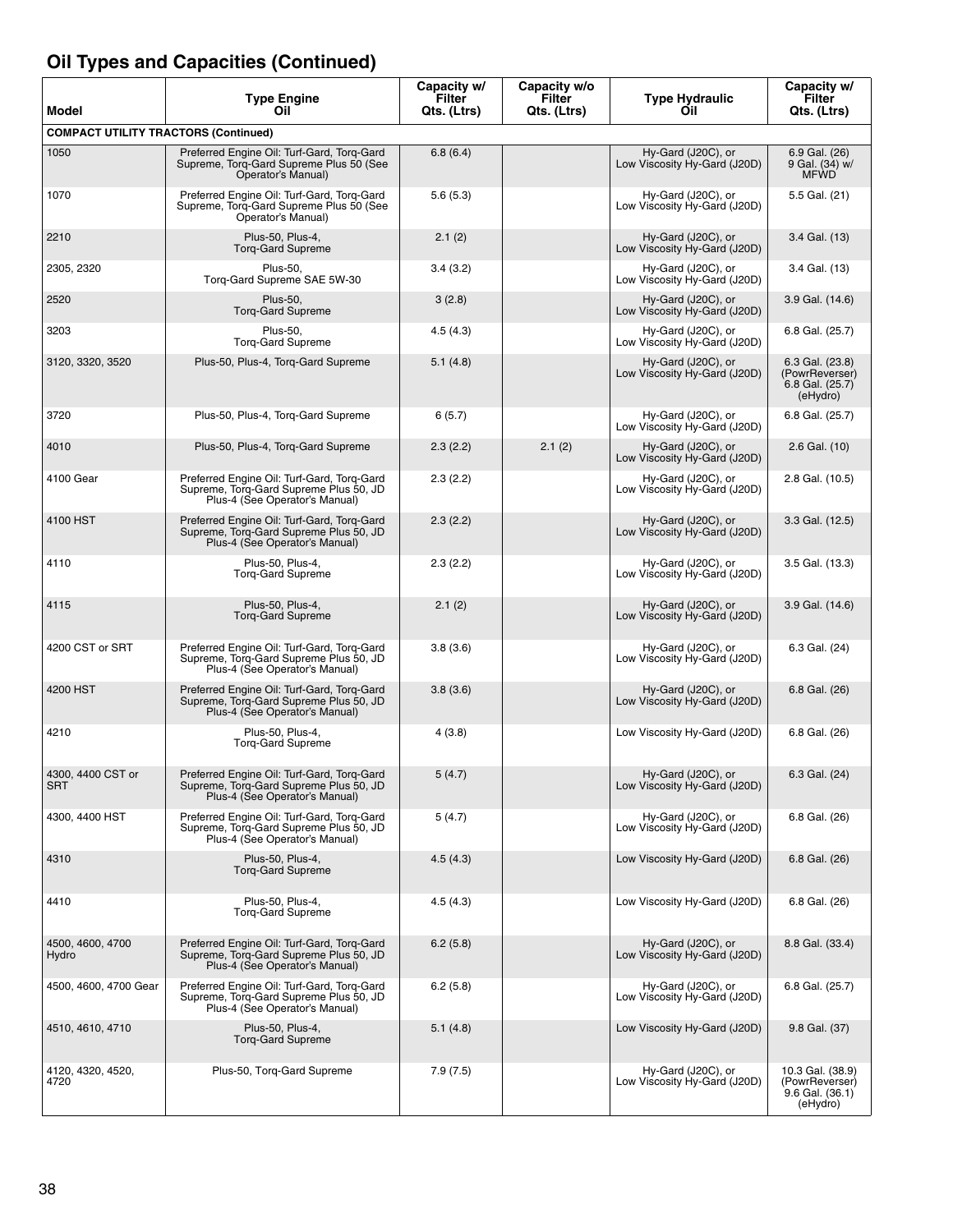## Oil Types and Capacities (Continued)

| Model | Type Engine Oil | Capacity w/ Filter Qts. (Ltrs) | Capacity w/o Filter Qts. (Ltrs) | Type Hydraulic Oil | Capacity w/ Filter Qts. (Ltrs) |
|---|---|---|---|---|---|
| **COMPACT UTILITY TRACTORS (Continued)** | | | | | |
| 1050 | Preferred Engine Oil: Turf-Gard, Torq-Gard Supreme, Torq-Gard Supreme Plus 50 (See Operator's Manual) | 6.8 (6.4) | | Hy-Gard (J20C), or Low Viscosity Hy-Gard (J20D) | 6.9 Gal. (26) 9 Gal. (34) w/ MFWD |
| 1070 | Preferred Engine Oil: Turf-Gard, Torq-Gard Supreme, Torq-Gard Supreme Plus 50 (See Operator's Manual) | 5.6 (5.3) | | Hy-Gard (J20C), or Low Viscosity Hy-Gard (J20D) | 5.5 Gal. (21) |
| 2210 | Plus-50, Plus-4, Torq-Gard Supreme | 2.1 (2) | | Hy-Gard (J20C), or Low Viscosity Hy-Gard (J20D) | 3.4 Gal. (13) |
| 2305, 2320 | Plus-50, Torq-Gard Supreme SAE 5W-30 | 3.4 (3.2) | | Hy-Gard (J20C), or Low Viscosity Hy-Gard (J20D) | 3.4 Gal. (13) |
| 2520 | Plus-50, Torq-Gard Supreme | 3 (2.8) | | Hy-Gard (J20C), or Low Viscosity Hy-Gard (J20D) | 3.9 Gal. (14.6) |
| 3203 | Plus-50, Torq-Gard Supreme | 4.5 (4.3) | | Hy-Gard (J20C), or Low Viscosity Hy-Gard (J20D) | 6.8 Gal. (25.7) |
| 3120, 3320, 3520 | Plus-50, Plus-4, Torq-Gard Supreme | 5.1 (4.8) | | Hy-Gard (J20C), or Low Viscosity Hy-Gard (J20D) | 6.3 Gal. (23.8) (PowrReverser) 6.8 Gal. (25.7) (eHydro) |
| 3720 | Plus-50, Plus-4, Torq-Gard Supreme | 6 (5.7) | | Hy-Gard (J20C), or Low Viscosity Hy-Gard (J20D) | 6.8 Gal. (25.7) |
| 4010 | Plus-50, Plus-4, Torq-Gard Supreme | 2.3 (2.2) | 2.1 (2) | Hy-Gard (J20C), or Low Viscosity Hy-Gard (J20D) | 2.6 Gal. (10) |
| 4100 Gear | Preferred Engine Oil: Turf-Gard, Torq-Gard Supreme, Torq-Gard Supreme Plus 50, JD Plus-4 (See Operator's Manual) | 2.3 (2.2) | | Hy-Gard (J20C), or Low Viscosity Hy-Gard (J20D) | 2.8 Gal. (10.5) |
| 4100 HST | Preferred Engine Oil: Turf-Gard, Torq-Gard Supreme, Torq-Gard Supreme Plus 50, JD Plus-4 (See Operator's Manual) | 2.3 (2.2) | | Hy-Gard (J20C), or Low Viscosity Hy-Gard (J20D) | 3.3 Gal. (12.5) |
| 4110 | Plus-50, Plus-4, Torq-Gard Supreme | 2.3 (2.2) | | Hy-Gard (J20C), or Low Viscosity Hy-Gard (J20D) | 3.5 Gal. (13.3) |
| 4115 | Plus-50, Plus-4, Torq-Gard Supreme | 2.1 (2) | | Hy-Gard (J20C), or Low Viscosity Hy-Gard (J20D) | 3.9 Gal. (14.6) |
| 4200 CST or SRT | Preferred Engine Oil: Turf-Gard, Torq-Gard Supreme, Torq-Gard Supreme Plus 50, JD Plus-4 (See Operator's Manual) | 3.8 (3.6) | | Hy-Gard (J20C), or Low Viscosity Hy-Gard (J20D) | 6.3 Gal. (24) |
| 4200 HST | Preferred Engine Oil: Turf-Gard, Torq-Gard Supreme, Torq-Gard Supreme Plus 50, JD Plus-4 (See Operator's Manual) | 3.8 (3.6) | | Hy-Gard (J20C), or Low Viscosity Hy-Gard (J20D) | 6.8 Gal. (26) |
| 4210 | Plus-50, Plus-4, Torq-Gard Supreme | 4 (3.8) | | Low Viscosity Hy-Gard (J20D) | 6.8 Gal. (26) |
| 4300, 4400 CST or SRT | Preferred Engine Oil: Turf-Gard, Torq-Gard Supreme, Torq-Gard Supreme Plus 50, JD Plus-4 (See Operator's Manual) | 5 (4.7) | | Hy-Gard (J20C), or Low Viscosity Hy-Gard (J20D) | 6.3 Gal. (24) |
| 4300, 4400 HST | Preferred Engine Oil: Turf-Gard, Torq-Gard Supreme, Torq-Gard Supreme Plus 50, JD Plus-4 (See Operator's Manual) | 5 (4.7) | | Hy-Gard (J20C), or Low Viscosity Hy-Gard (J20D) | 6.8 Gal. (26) |
| 4310 | Plus-50, Plus-4, Torq-Gard Supreme | 4.5 (4.3) | | Low Viscosity Hy-Gard (J20D) | 6.8 Gal. (26) |
| 4410 | Plus-50, Plus-4, Torq-Gard Supreme | 4.5 (4.3) | | Low Viscosity Hy-Gard (J20D) | 6.8 Gal. (26) |
| 4500, 4600, 4700 Hydro | Preferred Engine Oil: Turf-Gard, Torq-Gard Supreme, Torq-Gard Supreme Plus 50, JD Plus-4 (See Operator's Manual) | 6.2 (5.8) | | Hy-Gard (J20C), or Low Viscosity Hy-Gard (J20D) | 8.8 Gal. (33.4) |
| 4500, 4600, 4700 Gear | Preferred Engine Oil: Turf-Gard, Torq-Gard Supreme, Torq-Gard Supreme Plus 50, JD Plus-4 (See Operator's Manual) | 6.2 (5.8) | | Hy-Gard (J20C), or Low Viscosity Hy-Gard (J20D) | 6.8 Gal. (25.7) |
| 4510, 4610, 4710 | Plus-50, Plus-4, Torq-Gard Supreme | 5.1 (4.8) | | Low Viscosity Hy-Gard (J20D) | 9.8 Gal. (37) |
| 4120, 4320, 4520, 4720 | Plus-50, Torq-Gard Supreme | 7.9 (7.5) | | Hy-Gard (J20C), or Low Viscosity Hy-Gard (J20D) | 10.3 Gal. (38.9) (PowrReverser) 9.6 Gal. (36.1) (eHydro) |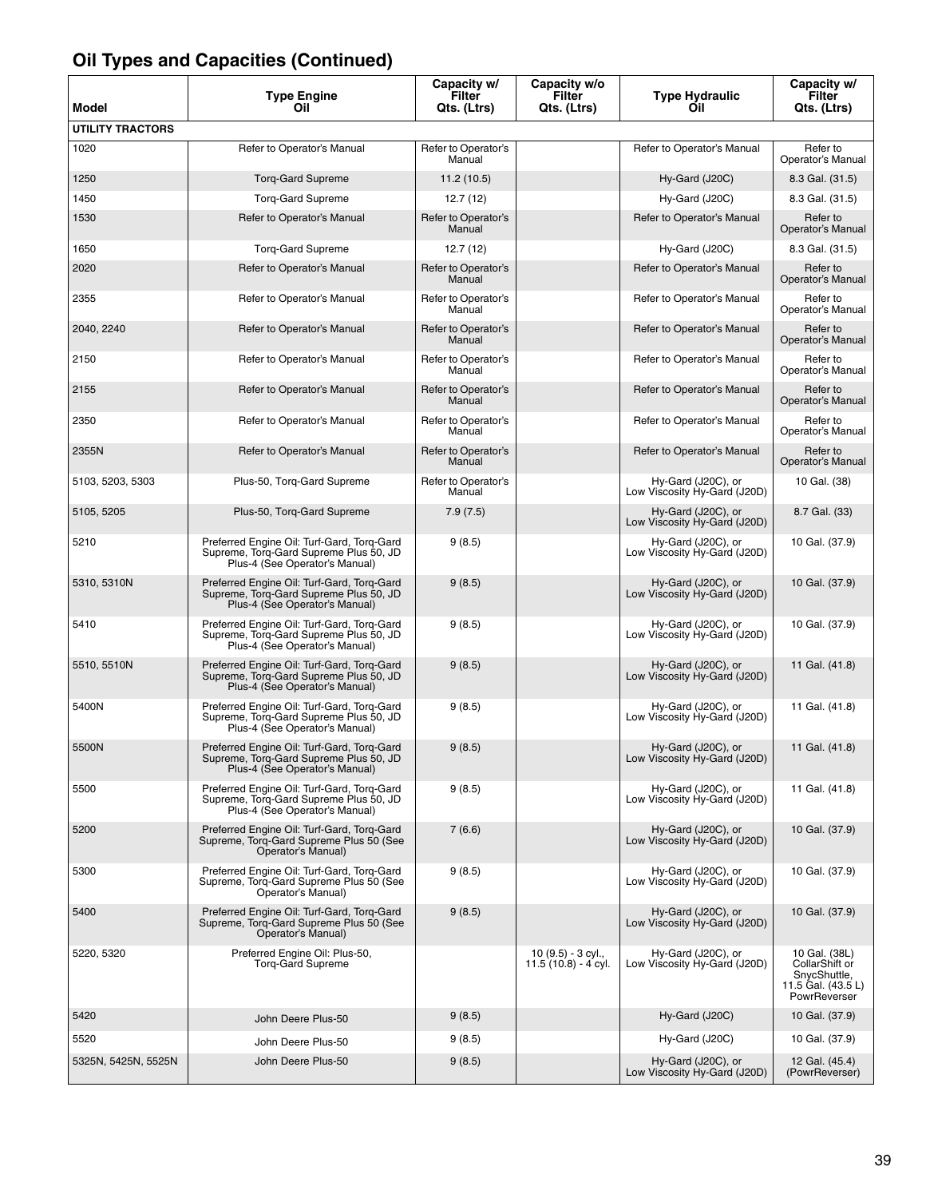## Oil Types and Capacities (Continued)

| Model | Type Engine Oil | Capacity w/ Filter Qts. (Ltrs) | Capacity w/o Filter Qts. (Ltrs) | Type Hydraulic Oil | Capacity w/ Filter Qts. (Ltrs) |
|---|---|---|---|---|---|
| **UTILITY TRACTORS** | | | | | |
| 1020 | Refer to Operator's Manual | Refer to Operator's Manual | | Refer to Operator's Manual | Refer to Operator's Manual |
| 1250 | Torq-Gard Supreme | 11.2 (10.5) | | Hy-Gard (J20C) | 8.3 Gal. (31.5) |
| 1450 | Torq-Gard Supreme | 12.7 (12) | | Hy-Gard (J20C) | 8.3 Gal. (31.5) |
| 1530 | Refer to Operator's Manual | Refer to Operator's Manual | | Refer to Operator's Manual | Refer to Operator's Manual |
| 1650 | Torq-Gard Supreme | 12.7 (12) | | Hy-Gard (J20C) | 8.3 Gal. (31.5) |
| 2020 | Refer to Operator's Manual | Refer to Operator's Manual | | Refer to Operator's Manual | Refer to Operator's Manual |
| 2355 | Refer to Operator's Manual | Refer to Operator's Manual | | Refer to Operator's Manual | Refer to Operator's Manual |
| 2040, 2240 | Refer to Operator's Manual | Refer to Operator's Manual | | Refer to Operator's Manual | Refer to Operator's Manual |
| 2150 | Refer to Operator's Manual | Refer to Operator's Manual | | Refer to Operator's Manual | Refer to Operator's Manual |
| 2155 | Refer to Operator's Manual | Refer to Operator's Manual | | Refer to Operator's Manual | Refer to Operator's Manual |
| 2350 | Refer to Operator's Manual | Refer to Operator's Manual | | Refer to Operator's Manual | Refer to Operator's Manual |
| 2355N | Refer to Operator's Manual | Refer to Operator's Manual | | Refer to Operator's Manual | Refer to Operator's Manual |
| 5103, 5203, 5303 | Plus-50, Torq-Gard Supreme | Refer to Operator's Manual | | Hy-Gard (J20C), or Low Viscosity Hy-Gard (J20D) | 10 Gal. (38) |
| 5105, 5205 | Plus-50, Torq-Gard Supreme | 7.9 (7.5) | | Hy-Gard (J20C), or Low Viscosity Hy-Gard (J20D) | 8.7 Gal. (33) |
| 5210 | Preferred Engine Oil: Turf-Gard, Torq-Gard Supreme, Torq-Gard Supreme Plus 50, JD Plus-4 (See Operator's Manual) | 9 (8.5) | | Hy-Gard (J20C), or Low Viscosity Hy-Gard (J20D) | 10 Gal. (37.9) |
| 5310, 5310N | Preferred Engine Oil: Turf-Gard, Torq-Gard Supreme, Torq-Gard Supreme Plus 50, JD Plus-4 (See Operator's Manual) | 9 (8.5) | | Hy-Gard (J20C), or Low Viscosity Hy-Gard (J20D) | 10 Gal. (37.9) |
| 5410 | Preferred Engine Oil: Turf-Gard, Torq-Gard Supreme, Torq-Gard Supreme Plus 50, JD Plus-4 (See Operator's Manual) | 9 (8.5) | | Hy-Gard (J20C), or Low Viscosity Hy-Gard (J20D) | 10 Gal. (37.9) |
| 5510, 5510N | Preferred Engine Oil: Turf-Gard, Torq-Gard Supreme, Torq-Gard Supreme Plus 50, JD Plus-4 (See Operator's Manual) | 9 (8.5) | | Hy-Gard (J20C), or Low Viscosity Hy-Gard (J20D) | 11 Gal. (41.8) |
| 5400N | Preferred Engine Oil: Turf-Gard, Torq-Gard Supreme, Torq-Gard Supreme Plus 50, JD Plus-4 (See Operator's Manual) | 9 (8.5) | | Hy-Gard (J20C), or Low Viscosity Hy-Gard (J20D) | 11 Gal. (41.8) |
| 5500N | Preferred Engine Oil: Turf-Gard, Torq-Gard Supreme, Torq-Gard Supreme Plus 50, JD Plus-4 (See Operator's Manual) | 9 (8.5) | | Hy-Gard (J20C), or Low Viscosity Hy-Gard (J20D) | 11 Gal. (41.8) |
| 5500 | Preferred Engine Oil: Turf-Gard, Torq-Gard Supreme, Torq-Gard Supreme Plus 50, JD Plus-4 (See Operator's Manual) | 9 (8.5) | | Hy-Gard (J20C), or Low Viscosity Hy-Gard (J20D) | 11 Gal. (41.8) |
| 5200 | Preferred Engine Oil: Turf-Gard, Torq-Gard Supreme, Torq-Gard Supreme Plus 50 (See Operator's Manual) | 7 (6.6) | | Hy-Gard (J20C), or Low Viscosity Hy-Gard (J20D) | 10 Gal. (37.9) |
| 5300 | Preferred Engine Oil: Turf-Gard, Torq-Gard Supreme, Torq-Gard Supreme Plus 50 (See Operator's Manual) | 9 (8.5) | | Hy-Gard (J20C), or Low Viscosity Hy-Gard (J20D) | 10 Gal. (37.9) |
| 5400 | Preferred Engine Oil: Turf-Gard, Torq-Gard Supreme, Torq-Gard Supreme Plus 50 (See Operator's Manual) | 9 (8.5) | | Hy-Gard (J20C), or Low Viscosity Hy-Gard (J20D) | 10 Gal. (37.9) |
| 5220, 5320 | Preferred Engine Oil: Plus-50, Torq-Gard Supreme | | 10 (9.5) - 3 cyl., 11.5 (10.8) - 4 cyl. | Hy-Gard (J20C), or Low Viscosity Hy-Gard (J20D) | 10 Gal. (38L) CollarShift or SnycShuttle, 11.5 Gal. (43.5 L) PowrReverser |
| 5420 | John Deere Plus-50 | 9 (8.5) | | Hy-Gard (J20C) | 10 Gal. (37.9) |
| 5520 | John Deere Plus-50 | 9 (8.5) | | Hy-Gard (J20C) | 10 Gal. (37.9) |
| 5325N, 5425N, 5525N | John Deere Plus-50 | 9 (8.5) | | Hy-Gard (J20C), or Low Viscosity Hy-Gard (J20D) | 12 Gal. (45.4) (PowrReverser) |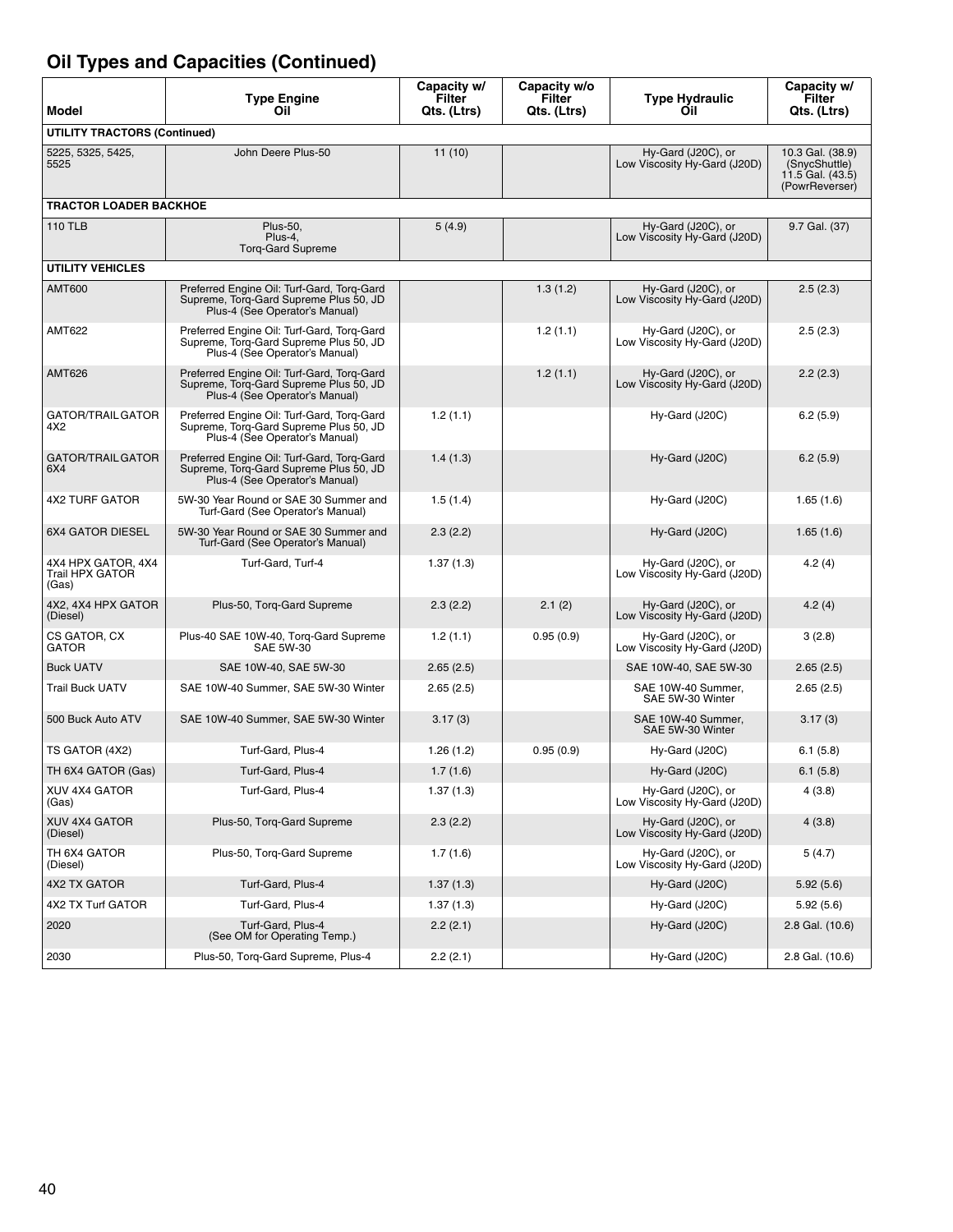## Oil Types and Capacities (Continued)

| Model | Type Engine Oil | Capacity w/ Filter Qts. (Ltrs) | Capacity w/o Filter Qts. (Ltrs) | Type Hydraulic Oil | Capacity w/ Filter Qts. (Ltrs) |
|---|---|---|---|---|---|
| **UTILITY TRACTORS (Continued)** | | | | | |
| 5225, 5325, 5425, 5525 | John Deere Plus-50 | 11 (10) | | Hy-Gard (J20C), or Low Viscosity Hy-Gard (J20D) | 10.3 Gal. (38.9) (SnycShuttle) 11.5 Gal. (43.5) (PowrReverser) |
| **TRACTOR LOADER BACKHOE** | | | | | |
| 110 TLB | Plus-50, Plus-4, Torq-Gard Supreme | 5 (4.9) | | Hy-Gard (J20C), or Low Viscosity Hy-Gard (J20D) | 9.7 Gal. (37) |
| **UTILITY VEHICLES** | | | | | |
| AMT600 | Preferred Engine Oil: Turf-Gard, Torq-Gard Supreme, Torq-Gard Supreme Plus 50, JD Plus-4 (See Operator's Manual) | | 1.3 (1.2) | Hy-Gard (J20C), or Low Viscosity Hy-Gard (J20D) | 2.5 (2.3) |
| AMT622 | Preferred Engine Oil: Turf-Gard, Torq-Gard Supreme, Torq-Gard Supreme Plus 50, JD Plus-4 (See Operator's Manual) | | 1.2 (1.1) | Hy-Gard (J20C), or Low Viscosity Hy-Gard (J20D) | 2.5 (2.3) |
| AMT626 | Preferred Engine Oil: Turf-Gard, Torq-Gard Supreme, Torq-Gard Supreme Plus 50, JD Plus-4 (See Operator's Manual) | | 1.2 (1.1) | Hy-Gard (J20C), or Low Viscosity Hy-Gard (J20D) | 2.2 (2.3) |
| GATOR/TRAIL GATOR 4X2 | Preferred Engine Oil: Turf-Gard, Torq-Gard Supreme, Torq-Gard Supreme Plus 50, JD Plus-4 (See Operator's Manual) | 1.2 (1.1) | | Hy-Gard (J20C) | 6.2 (5.9) |
| GATOR/TRAIL GATOR 6X4 | Preferred Engine Oil: Turf-Gard, Torq-Gard Supreme, Torq-Gard Supreme Plus 50, JD Plus-4 (See Operator's Manual) | 1.4 (1.3) | | Hy-Gard (J20C) | 6.2 (5.9) |
| 4X2 TURF GATOR | 5W-30 Year Round or SAE 30 Summer and Turf-Gard (See Operator's Manual) | 1.5 (1.4) | | Hy-Gard (J20C) | 1.65 (1.6) |
| 6X4 GATOR DIESEL | 5W-30 Year Round or SAE 30 Summer and Turf-Gard (See Operator's Manual) | 2.3 (2.2) | | Hy-Gard (J20C) | 1.65 (1.6) |
| 4X4 HPX GATOR, 4X4 Trail HPX GATOR (Gas) | Turf-Gard, Turf-4 | 1.37 (1.3) | | Hy-Gard (J20C), or Low Viscosity Hy-Gard (J20D) | 4.2 (4) |
| 4X2, 4X4 HPX GATOR (Diesel) | Plus-50, Torq-Gard Supreme | 2.3 (2.2) | 2.1 (2) | Hy-Gard (J20C), or Low Viscosity Hy-Gard (J20D) | 4.2 (4) |
| CS GATOR, CX GATOR | Plus-40 SAE 10W-40, Torq-Gard Supreme SAE 5W-30 | 1.2 (1.1) | 0.95 (0.9) | Hy-Gard (J20C), or Low Viscosity Hy-Gard (J20D) | 3 (2.8) |
| Buck UATV | SAE 10W-40, SAE 5W-30 | 2.65 (2.5) | | SAE 10W-40, SAE 5W-30 | 2.65 (2.5) |
| Trail Buck UATV | SAE 10W-40 Summer, SAE 5W-30 Winter | 2.65 (2.5) | | SAE 10W-40 Summer, SAE 5W-30 Winter | 2.65 (2.5) |
| 500 Buck Auto ATV | SAE 10W-40 Summer, SAE 5W-30 Winter | 3.17 (3) | | SAE 10W-40 Summer, SAE 5W-30 Winter | 3.17 (3) |
| TS GATOR (4X2) | Turf-Gard, Plus-4 | 1.26 (1.2) | 0.95 (0.9) | Hy-Gard (J20C) | 6.1 (5.8) |
| TH 6X4 GATOR (Gas) | Turf-Gard, Plus-4 | 1.7 (1.6) | | Hy-Gard (J20C) | 6.1 (5.8) |
| XUV 4X4 GATOR (Gas) | Turf-Gard, Plus-4 | 1.37 (1.3) | | Hy-Gard (J20C), or Low Viscosity Hy-Gard (J20D) | 4 (3.8) |
| XUV 4X4 GATOR (Diesel) | Plus-50, Torq-Gard Supreme | 2.3 (2.2) | | Hy-Gard (J20C), or Low Viscosity Hy-Gard (J20D) | 4 (3.8) |
| TH 6X4 GATOR (Diesel) | Plus-50, Torq-Gard Supreme | 1.7 (1.6) | | Hy-Gard (J20C), or Low Viscosity Hy-Gard (J20D) | 5 (4.7) |
| 4X2 TX GATOR | Turf-Gard, Plus-4 | 1.37 (1.3) | | Hy-Gard (J20C) | 5.92 (5.6) |
| 4X2 TX Turf GATOR | Turf-Gard, Plus-4 | 1.37 (1.3) | | Hy-Gard (J20C) | 5.92 (5.6) |
| 2020 | Turf-Gard, Plus-4 (See OM for Operating Temp.) | 2.2 (2.1) | | Hy-Gard (J20C) | 2.8 Gal. (10.6) |
| 2030 | Plus-50, Torq-Gard Supreme, Plus-4 | 2.2 (2.1) | | Hy-Gard (J20C) | 2.8 Gal. (10.6) |